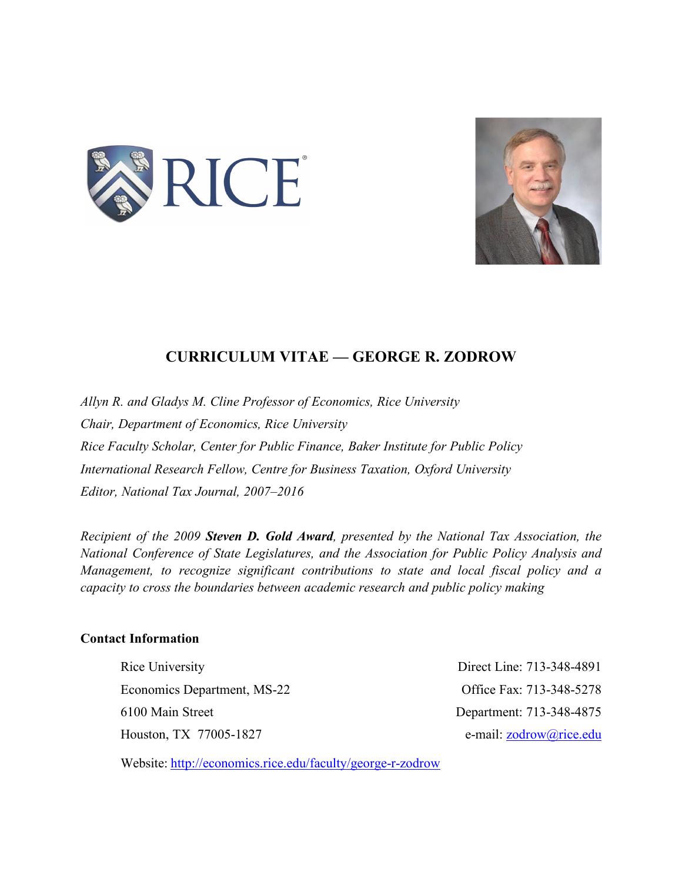# CURRICULUM VITAE — GEORGE R. ZODROW

*Allyn R. and Gladys M. Cline Professor of Economics, Rice University*

*Chair, Department of Economics, Rice University*

*Rice Faculty Scholar, Center for Public Finance, Baker Institute for Public Policy*

*International Research Fellow, Centre for Business Taxation, Oxford University*

*Editor, National Tax Journal, 2007–2016*

*Recipient of the 2009* ***Steven D. Gold Award****, presented by the National Tax Association, the National Conference of State Legislatures, and the Association for Public Policy Analysis and Management, to recognize significant contributions to state and local fiscal policy and a capacity to cross the boundaries between academic research and public policy making*

**Contact Information**

Rice University
Economics Department, MS-22
6100 Main Street
Houston, TX 77005-1827

Direct Line: 713-348-4891
Office Fax: 713-348-5278
Department: 713-348-4875
e-mail: zodrow@rice.edu

Website: http://economics.rice.edu/faculty/george-r-zodrow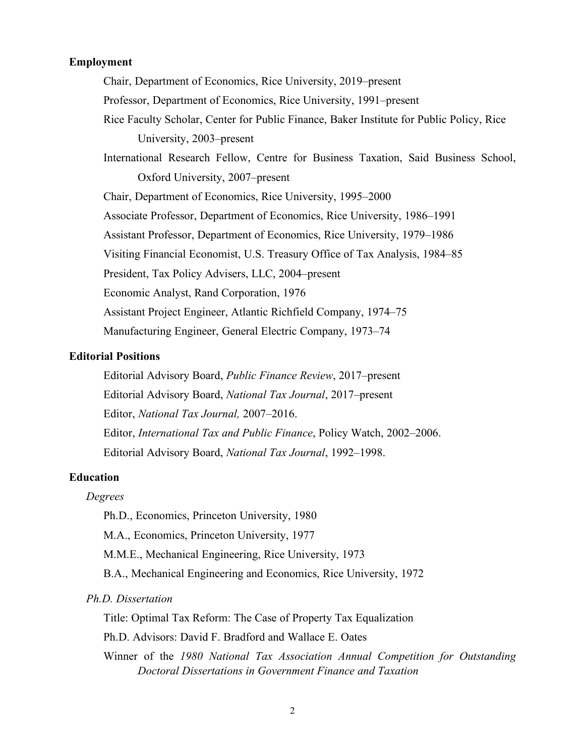## Employment

Chair, Department of Economics, Rice University, 2019–present

Professor, Department of Economics, Rice University, 1991–present

Rice Faculty Scholar, Center for Public Finance, Baker Institute for Public Policy, Rice University, 2003–present

International Research Fellow, Centre for Business Taxation, Said Business School, Oxford University, 2007–present

Chair, Department of Economics, Rice University, 1995–2000

Associate Professor, Department of Economics, Rice University, 1986–1991

Assistant Professor, Department of Economics, Rice University, 1979–1986

Visiting Financial Economist, U.S. Treasury Office of Tax Analysis, 1984–85

President, Tax Policy Advisers, LLC, 2004–present

Economic Analyst, Rand Corporation, 1976

Assistant Project Engineer, Atlantic Richfield Company, 1974–75

Manufacturing Engineer, General Electric Company, 1973–74

## Editorial Positions

Editorial Advisory Board, *Public Finance Review*, 2017–present

Editorial Advisory Board, *National Tax Journal*, 2017–present

Editor, *National Tax Journal,* 2007–2016.

Editor, *International Tax and Public Finance*, Policy Watch, 2002–2006.

Editorial Advisory Board, *National Tax Journal*, 1992–1998.

## Education

### *Degrees*

Ph.D., Economics, Princeton University, 1980

M.A., Economics, Princeton University, 1977

M.M.E., Mechanical Engineering, Rice University, 1973

B.A., Mechanical Engineering and Economics, Rice University, 1972

### *Ph.D. Dissertation*

Title: Optimal Tax Reform: The Case of Property Tax Equalization

Ph.D. Advisors: David F. Bradford and Wallace E. Oates

Winner of the *1980 National Tax Association Annual Competition for Outstanding Doctoral Dissertations in Government Finance and Taxation*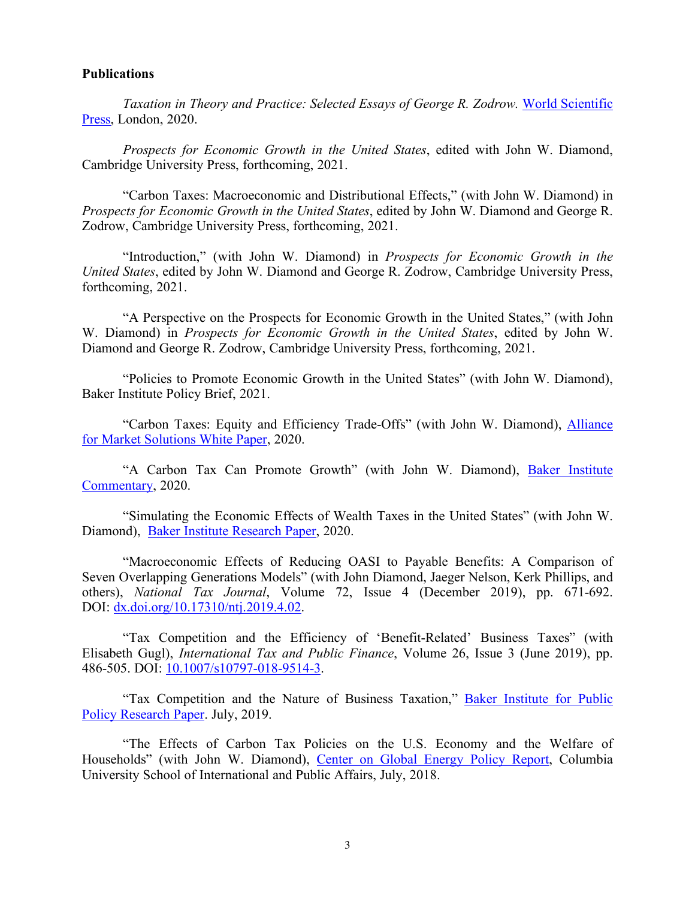**Publications**

*Taxation in Theory and Practice: Selected Essays of George R. Zodrow.* World Scientific Press, London, 2020.

*Prospects for Economic Growth in the United States*, edited with John W. Diamond, Cambridge University Press, forthcoming, 2021.

"Carbon Taxes: Macroeconomic and Distributional Effects," (with John W. Diamond) in *Prospects for Economic Growth in the United States*, edited by John W. Diamond and George R. Zodrow, Cambridge University Press, forthcoming, 2021.

"Introduction," (with John W. Diamond) in *Prospects for Economic Growth in the United States*, edited by John W. Diamond and George R. Zodrow, Cambridge University Press, forthcoming, 2021.

"A Perspective on the Prospects for Economic Growth in the United States," (with John W. Diamond) in *Prospects for Economic Growth in the United States*, edited by John W. Diamond and George R. Zodrow, Cambridge University Press, forthcoming, 2021.

"Policies to Promote Economic Growth in the United States" (with John W. Diamond), Baker Institute Policy Brief, 2021.

"Carbon Taxes: Equity and Efficiency Trade-Offs" (with John W. Diamond), Alliance for Market Solutions White Paper, 2020.

"A Carbon Tax Can Promote Growth" (with John W. Diamond), Baker Institute Commentary, 2020.

"Simulating the Economic Effects of Wealth Taxes in the United States" (with John W. Diamond), Baker Institute Research Paper, 2020.

"Macroeconomic Effects of Reducing OASI to Payable Benefits: A Comparison of Seven Overlapping Generations Models" (with John Diamond, Jaeger Nelson, Kerk Phillips, and others), *National Tax Journal*, Volume 72, Issue 4 (December 2019), pp. 671-692. DOI: dx.doi.org/10.17310/ntj.2019.4.02.

"Tax Competition and the Efficiency of 'Benefit-Related' Business Taxes" (with Elisabeth Gugl), *International Tax and Public Finance*, Volume 26, Issue 3 (June 2019), pp. 486-505. DOI: 10.1007/s10797-018-9514-3.

"Tax Competition and the Nature of Business Taxation," Baker Institute for Public Policy Research Paper. July, 2019.

"The Effects of Carbon Tax Policies on the U.S. Economy and the Welfare of Households" (with John W. Diamond), Center on Global Energy Policy Report, Columbia University School of International and Public Affairs, July, 2018.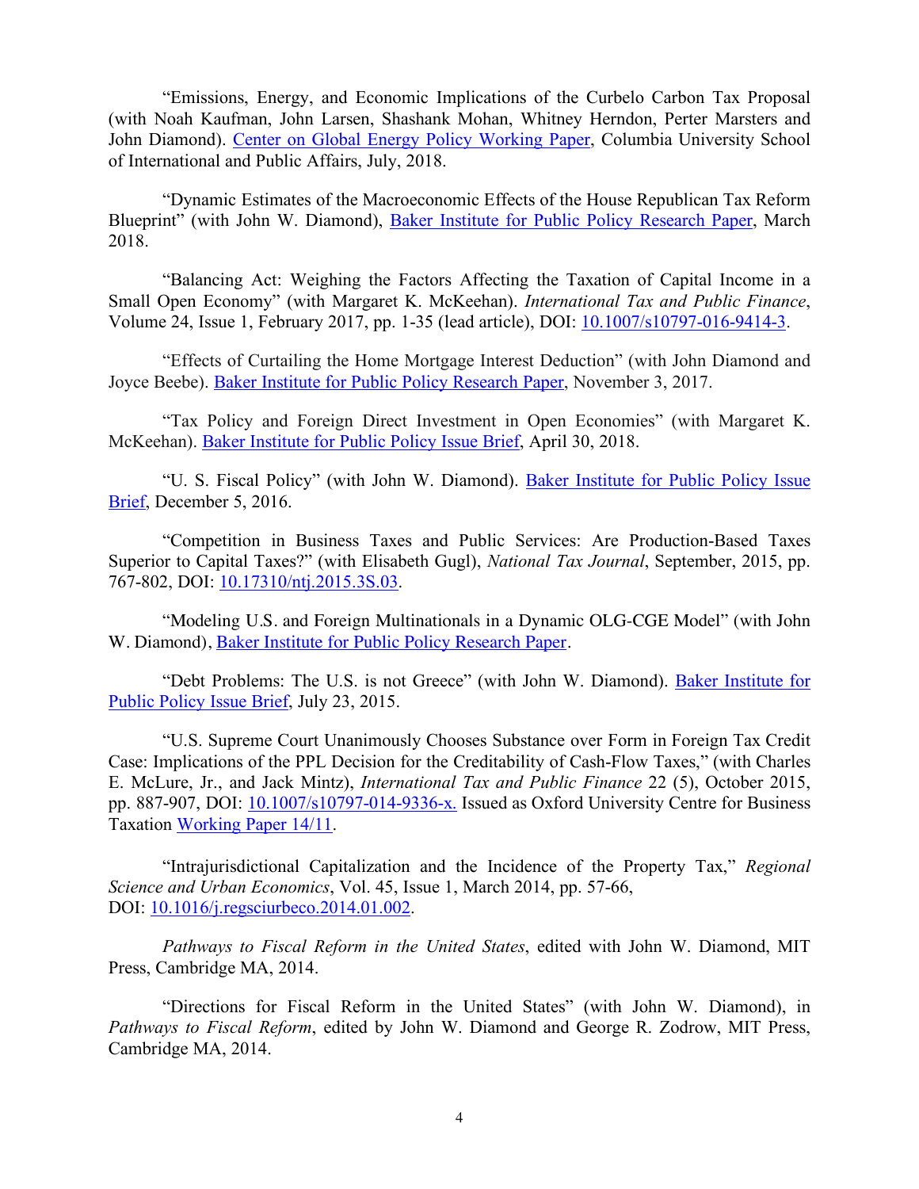"Emissions, Energy, and Economic Implications of the Curbelo Carbon Tax Proposal (with Noah Kaufman, John Larsen, Shashank Mohan, Whitney Herndon, Perter Marsters and John Diamond). Center on Global Energy Policy Working Paper, Columbia University School of International and Public Affairs, July, 2018.

"Dynamic Estimates of the Macroeconomic Effects of the House Republican Tax Reform Blueprint" (with John W. Diamond), Baker Institute for Public Policy Research Paper, March 2018.

"Balancing Act: Weighing the Factors Affecting the Taxation of Capital Income in a Small Open Economy" (with Margaret K. McKeehan). *International Tax and Public Finance*, Volume 24, Issue 1, February 2017, pp. 1-35 (lead article), DOI: 10.1007/s10797-016-9414-3.

"Effects of Curtailing the Home Mortgage Interest Deduction" (with John Diamond and Joyce Beebe). Baker Institute for Public Policy Research Paper, November 3, 2017.

"Tax Policy and Foreign Direct Investment in Open Economies" (with Margaret K. McKeehan). Baker Institute for Public Policy Issue Brief, April 30, 2018.

"U. S. Fiscal Policy" (with John W. Diamond). Baker Institute for Public Policy Issue Brief, December 5, 2016.

"Competition in Business Taxes and Public Services: Are Production-Based Taxes Superior to Capital Taxes?" (with Elisabeth Gugl), *National Tax Journal*, September, 2015, pp. 767-802, DOI: 10.17310/ntj.2015.3S.03.

"Modeling U.S. and Foreign Multinationals in a Dynamic OLG-CGE Model" (with John W. Diamond), Baker Institute for Public Policy Research Paper.

"Debt Problems: The U.S. is not Greece" (with John W. Diamond). Baker Institute for Public Policy Issue Brief, July 23, 2015.

"U.S. Supreme Court Unanimously Chooses Substance over Form in Foreign Tax Credit Case: Implications of the PPL Decision for the Creditability of Cash-Flow Taxes," (with Charles E. McLure, Jr., and Jack Mintz), *International Tax and Public Finance* 22 (5), October 2015, pp. 887-907, DOI: 10.1007/s10797-014-9336-x. Issued as Oxford University Centre for Business Taxation Working Paper 14/11.

"Intrajurisdictional Capitalization and the Incidence of the Property Tax," *Regional Science and Urban Economics*, Vol. 45, Issue 1, March 2014, pp. 57-66, DOI: 10.1016/j.regsciurbeco.2014.01.002.

*Pathways to Fiscal Reform in the United States*, edited with John W. Diamond, MIT Press, Cambridge MA, 2014.

"Directions for Fiscal Reform in the United States" (with John W. Diamond), in *Pathways to Fiscal Reform*, edited by John W. Diamond and George R. Zodrow, MIT Press, Cambridge MA, 2014.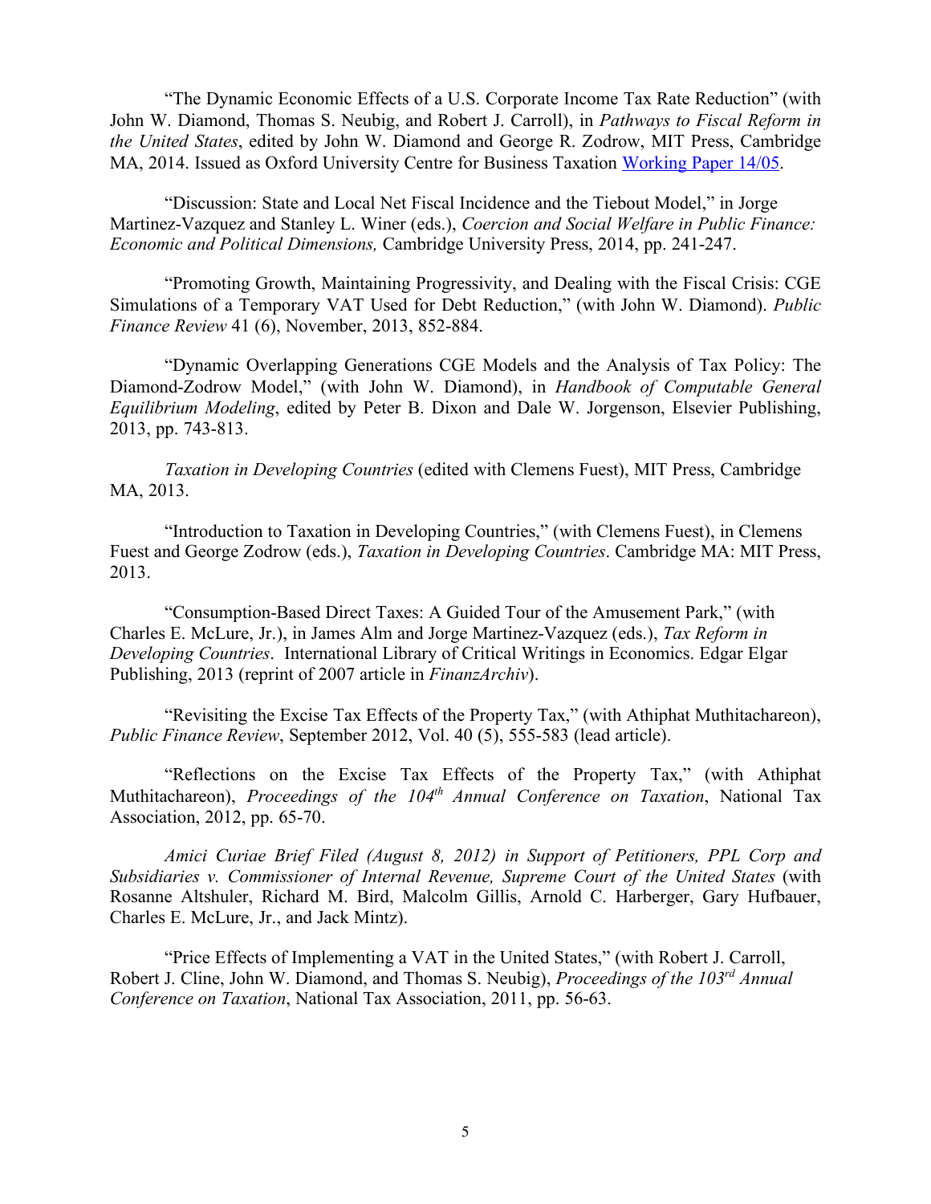"The Dynamic Economic Effects of a U.S. Corporate Income Tax Rate Reduction" (with John W. Diamond, Thomas S. Neubig, and Robert J. Carroll), in *Pathways to Fiscal Reform in the United States*, edited by John W. Diamond and George R. Zodrow, MIT Press, Cambridge MA, 2014. Issued as Oxford University Centre for Business Taxation Working Paper 14/05.

"Discussion: State and Local Net Fiscal Incidence and the Tiebout Model," in Jorge Martinez-Vazquez and Stanley L. Winer (eds.), *Coercion and Social Welfare in Public Finance: Economic and Political Dimensions,* Cambridge University Press, 2014, pp. 241-247.

"Promoting Growth, Maintaining Progressivity, and Dealing with the Fiscal Crisis: CGE Simulations of a Temporary VAT Used for Debt Reduction," (with John W. Diamond). *Public Finance Review* 41 (6), November, 2013, 852-884.

"Dynamic Overlapping Generations CGE Models and the Analysis of Tax Policy: The Diamond-Zodrow Model," (with John W. Diamond), in *Handbook of Computable General Equilibrium Modeling*, edited by Peter B. Dixon and Dale W. Jorgenson, Elsevier Publishing, 2013, pp. 743-813.

*Taxation in Developing Countries* (edited with Clemens Fuest), MIT Press, Cambridge MA, 2013.

"Introduction to Taxation in Developing Countries," (with Clemens Fuest), in Clemens Fuest and George Zodrow (eds.), *Taxation in Developing Countries*. Cambridge MA: MIT Press, 2013.

"Consumption-Based Direct Taxes: A Guided Tour of the Amusement Park," (with Charles E. McLure, Jr.), in James Alm and Jorge Martinez-Vazquez (eds.), *Tax Reform in Developing Countries*. International Library of Critical Writings in Economics. Edgar Elgar Publishing, 2013 (reprint of 2007 article in *FinanzArchiv*).

"Revisiting the Excise Tax Effects of the Property Tax," (with Athiphat Muthitachareon), *Public Finance Review*, September 2012, Vol. 40 (5), 555-583 (lead article).

"Reflections on the Excise Tax Effects of the Property Tax," (with Athiphat Muthitachareon), *Proceedings of the 104th Annual Conference on Taxation*, National Tax Association, 2012, pp. 65-70.

*Amici Curiae Brief Filed (August 8, 2012) in Support of Petitioners, PPL Corp and Subsidiaries v. Commissioner of Internal Revenue, Supreme Court of the United States* (with Rosanne Altshuler, Richard M. Bird, Malcolm Gillis, Arnold C. Harberger, Gary Hufbauer, Charles E. McLure, Jr., and Jack Mintz).

"Price Effects of Implementing a VAT in the United States," (with Robert J. Carroll, Robert J. Cline, John W. Diamond, and Thomas S. Neubig), *Proceedings of the 103rd Annual Conference on Taxation*, National Tax Association, 2011, pp. 56-63.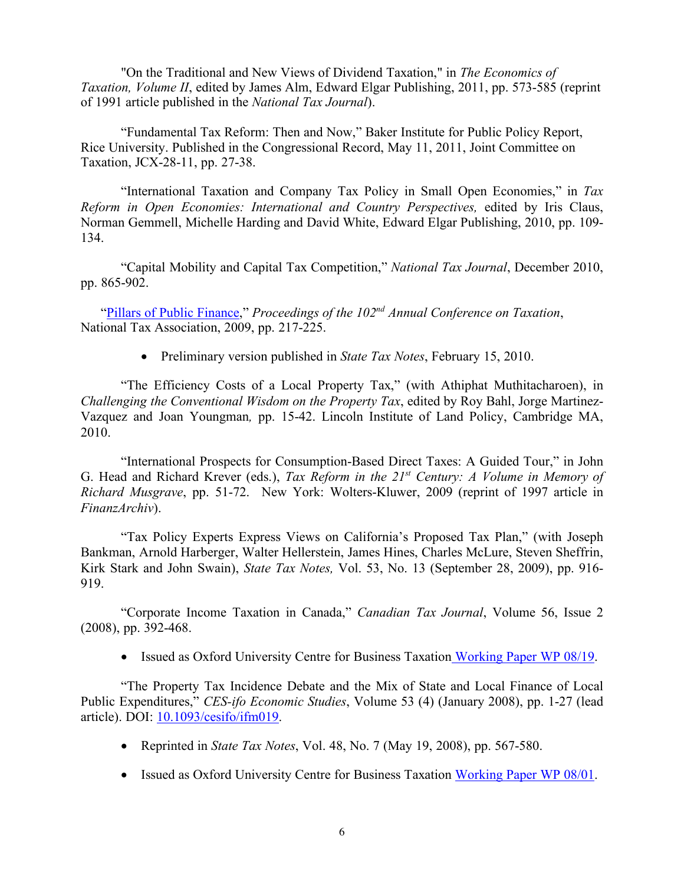"On the Traditional and New Views of Dividend Taxation," in *The Economics of Taxation, Volume II*, edited by James Alm, Edward Elgar Publishing, 2011, pp. 573-585 (reprint of 1991 article published in the *National Tax Journal*).

"Fundamental Tax Reform: Then and Now," Baker Institute for Public Policy Report, Rice University. Published in the Congressional Record, May 11, 2011, Joint Committee on Taxation, JCX-28-11, pp. 27-38.

"International Taxation and Company Tax Policy in Small Open Economies," in *Tax Reform in Open Economies: International and Country Perspectives,* edited by Iris Claus, Norman Gemmell, Michelle Harding and David White, Edward Elgar Publishing, 2010, pp. 109-134.

"Capital Mobility and Capital Tax Competition," *National Tax Journal*, December 2010, pp. 865-902.

"Pillars of Public Finance," *Proceedings of the 102nd Annual Conference on Taxation*, National Tax Association, 2009, pp. 217-225.

- Preliminary version published in *State Tax Notes*, February 15, 2010.

"The Efficiency Costs of a Local Property Tax," (with Athiphat Muthitacharoen), in *Challenging the Conventional Wisdom on the Property Tax*, edited by Roy Bahl, Jorge Martinez-Vazquez and Joan Youngman*,* pp. 15-42. Lincoln Institute of Land Policy, Cambridge MA, 2010.

"International Prospects for Consumption-Based Direct Taxes: A Guided Tour," in John G. Head and Richard Krever (eds.), *Tax Reform in the 21st Century: A Volume in Memory of Richard Musgrave*, pp. 51-72. New York: Wolters-Kluwer, 2009 (reprint of 1997 article in *FinanzArchiv*).

"Tax Policy Experts Express Views on California's Proposed Tax Plan," (with Joseph Bankman, Arnold Harberger, Walter Hellerstein, James Hines, Charles McLure, Steven Sheffrin, Kirk Stark and John Swain), *State Tax Notes,* Vol. 53, No. 13 (September 28, 2009), pp. 916-919.

"Corporate Income Taxation in Canada," *Canadian Tax Journal*, Volume 56, Issue 2 (2008), pp. 392-468.

- Issued as Oxford University Centre for Business Taxation Working Paper WP 08/19.

"The Property Tax Incidence Debate and the Mix of State and Local Finance of Local Public Expenditures," *CES-ifo Economic Studies*, Volume 53 (4) (January 2008), pp. 1-27 (lead article). DOI: 10.1093/cesifo/ifm019.

- Reprinted in *State Tax Notes*, Vol. 48, No. 7 (May 19, 2008), pp. 567-580.
- Issued as Oxford University Centre for Business Taxation Working Paper WP 08/01.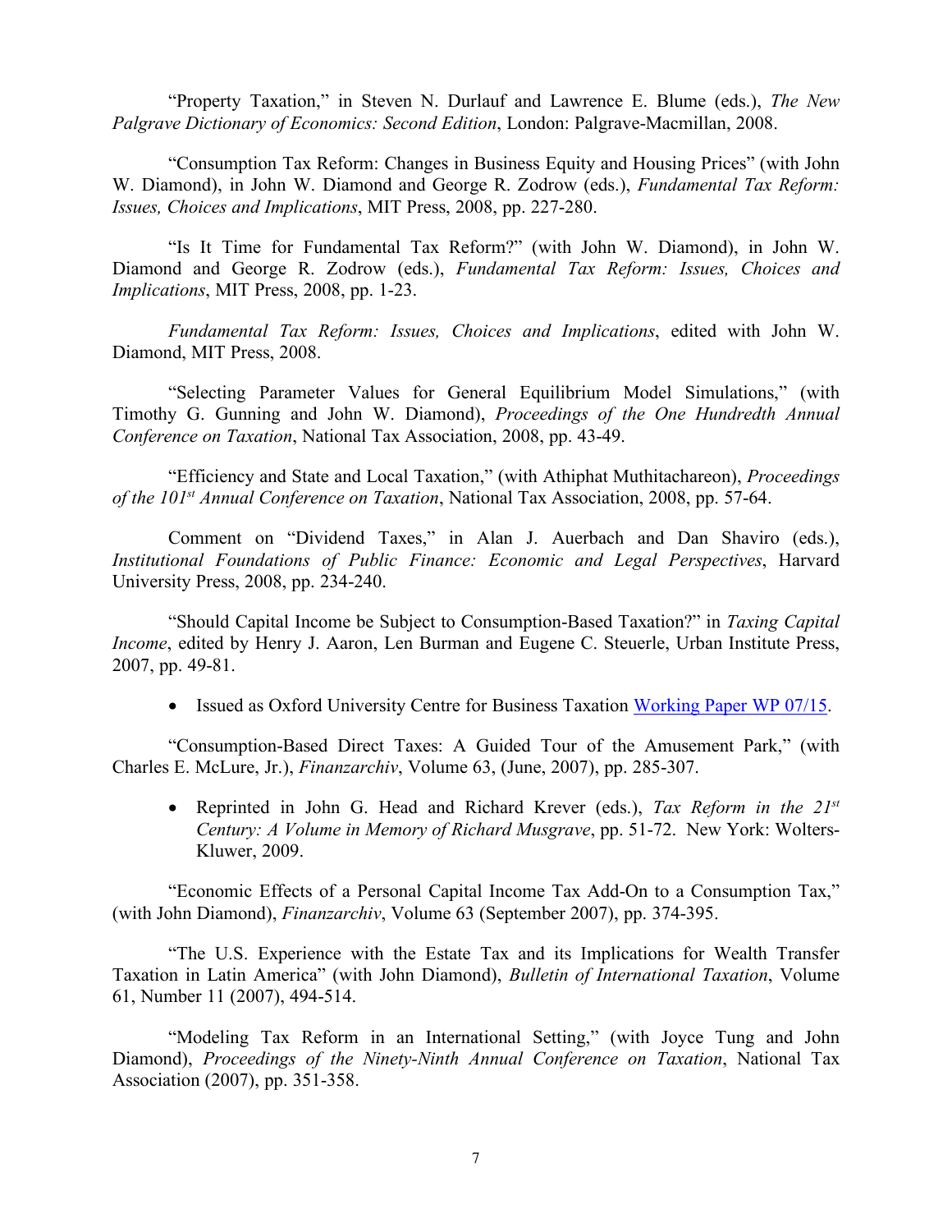"Property Taxation," in Steven N. Durlauf and Lawrence E. Blume (eds.), *The New Palgrave Dictionary of Economics: Second Edition*, London: Palgrave-Macmillan, 2008.

"Consumption Tax Reform: Changes in Business Equity and Housing Prices" (with John W. Diamond), in John W. Diamond and George R. Zodrow (eds.), *Fundamental Tax Reform: Issues, Choices and Implications*, MIT Press, 2008, pp. 227-280.

"Is It Time for Fundamental Tax Reform?" (with John W. Diamond), in John W. Diamond and George R. Zodrow (eds.), *Fundamental Tax Reform: Issues, Choices and Implications*, MIT Press, 2008, pp. 1-23.

*Fundamental Tax Reform: Issues, Choices and Implications*, edited with John W. Diamond, MIT Press, 2008.

"Selecting Parameter Values for General Equilibrium Model Simulations," (with Timothy G. Gunning and John W. Diamond), *Proceedings of the One Hundredth Annual Conference on Taxation*, National Tax Association, 2008, pp. 43-49.

"Efficiency and State and Local Taxation," (with Athiphat Muthitachareon), *Proceedings of the 101st Annual Conference on Taxation*, National Tax Association, 2008, pp. 57-64.

Comment on "Dividend Taxes," in Alan J. Auerbach and Dan Shaviro (eds.), *Institutional Foundations of Public Finance: Economic and Legal Perspectives*, Harvard University Press, 2008, pp. 234-240.

"Should Capital Income be Subject to Consumption-Based Taxation?" in *Taxing Capital Income*, edited by Henry J. Aaron, Len Burman and Eugene C. Steuerle, Urban Institute Press, 2007, pp. 49-81.

- Issued as Oxford University Centre for Business Taxation Working Paper WP 07/15.

"Consumption-Based Direct Taxes: A Guided Tour of the Amusement Park," (with Charles E. McLure, Jr.), *Finanzarchiv*, Volume 63, (June, 2007), pp. 285-307.

- Reprinted in John G. Head and Richard Krever (eds.), *Tax Reform in the 21st Century: A Volume in Memory of Richard Musgrave*, pp. 51-72. New York: Wolters-Kluwer, 2009.

"Economic Effects of a Personal Capital Income Tax Add-On to a Consumption Tax," (with John Diamond), *Finanzarchiv*, Volume 63 (September 2007), pp. 374-395.

"The U.S. Experience with the Estate Tax and its Implications for Wealth Transfer Taxation in Latin America" (with John Diamond), *Bulletin of International Taxation*, Volume 61, Number 11 (2007), 494-514.

"Modeling Tax Reform in an International Setting," (with Joyce Tung and John Diamond), *Proceedings of the Ninety-Ninth Annual Conference on Taxation*, National Tax Association (2007), pp. 351-358.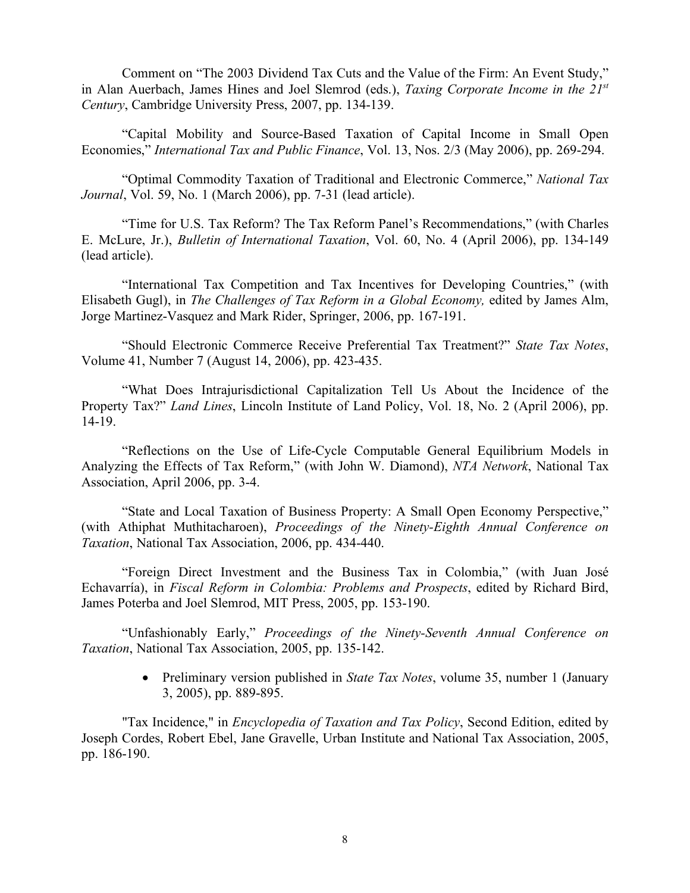Comment on "The 2003 Dividend Tax Cuts and the Value of the Firm: An Event Study," in Alan Auerbach, James Hines and Joel Slemrod (eds.), *Taxing Corporate Income in the 21st Century*, Cambridge University Press, 2007, pp. 134-139.

"Capital Mobility and Source-Based Taxation of Capital Income in Small Open Economies," *International Tax and Public Finance*, Vol. 13, Nos. 2/3 (May 2006), pp. 269-294.

"Optimal Commodity Taxation of Traditional and Electronic Commerce," *National Tax Journal*, Vol. 59, No. 1 (March 2006), pp. 7-31 (lead article).

"Time for U.S. Tax Reform? The Tax Reform Panel's Recommendations," (with Charles E. McLure, Jr.), *Bulletin of International Taxation*, Vol. 60, No. 4 (April 2006), pp. 134-149 (lead article).

"International Tax Competition and Tax Incentives for Developing Countries," (with Elisabeth Gugl), in *The Challenges of Tax Reform in a Global Economy,* edited by James Alm, Jorge Martinez-Vasquez and Mark Rider, Springer, 2006, pp. 167-191.

"Should Electronic Commerce Receive Preferential Tax Treatment?" *State Tax Notes*, Volume 41, Number 7 (August 14, 2006), pp. 423-435.

"What Does Intrajurisdictional Capitalization Tell Us About the Incidence of the Property Tax?" *Land Lines*, Lincoln Institute of Land Policy, Vol. 18, No. 2 (April 2006), pp. 14-19.

"Reflections on the Use of Life-Cycle Computable General Equilibrium Models in Analyzing the Effects of Tax Reform," (with John W. Diamond), *NTA Network*, National Tax Association, April 2006, pp. 3-4.

"State and Local Taxation of Business Property: A Small Open Economy Perspective," (with Athiphat Muthitacharoen), *Proceedings of the Ninety-Eighth Annual Conference on Taxation*, National Tax Association, 2006, pp. 434-440.

"Foreign Direct Investment and the Business Tax in Colombia," (with Juan José Echavarría), in *Fiscal Reform in Colombia: Problems and Prospects*, edited by Richard Bird, James Poterba and Joel Slemrod, MIT Press, 2005, pp. 153-190.

"Unfashionably Early," *Proceedings of the Ninety-Seventh Annual Conference on Taxation*, National Tax Association, 2005, pp. 135-142.

- Preliminary version published in *State Tax Notes*, volume 35, number 1 (January 3, 2005), pp. 889-895.

"Tax Incidence," in *Encyclopedia of Taxation and Tax Policy*, Second Edition, edited by Joseph Cordes, Robert Ebel, Jane Gravelle, Urban Institute and National Tax Association, 2005, pp. 186-190.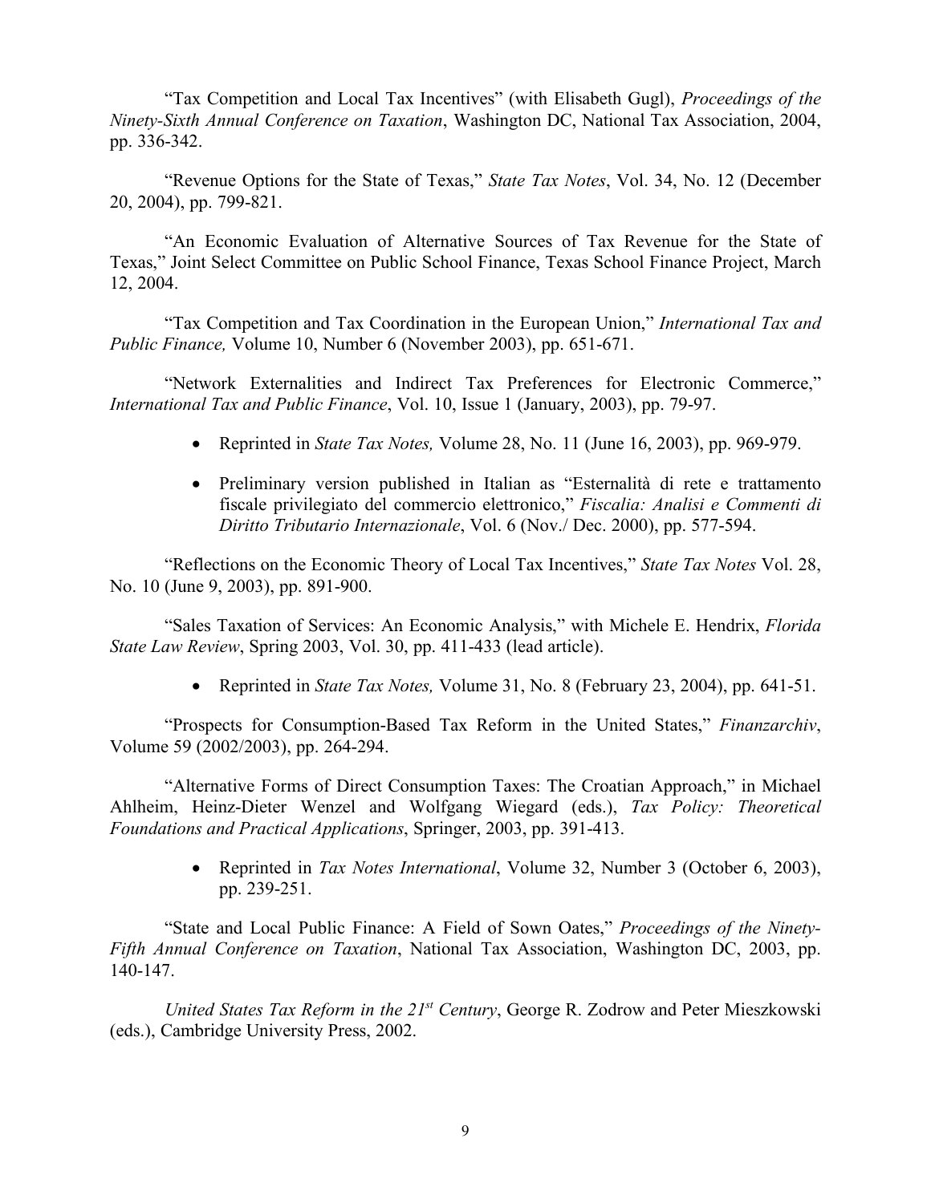"Tax Competition and Local Tax Incentives" (with Elisabeth Gugl), *Proceedings of the Ninety-Sixth Annual Conference on Taxation*, Washington DC, National Tax Association, 2004, pp. 336-342.

"Revenue Options for the State of Texas," *State Tax Notes*, Vol. 34, No. 12 (December 20, 2004), pp. 799-821.

"An Economic Evaluation of Alternative Sources of Tax Revenue for the State of Texas," Joint Select Committee on Public School Finance, Texas School Finance Project, March 12, 2004.

"Tax Competition and Tax Coordination in the European Union," *International Tax and Public Finance,* Volume 10, Number 6 (November 2003), pp. 651-671.

"Network Externalities and Indirect Tax Preferences for Electronic Commerce," *International Tax and Public Finance*, Vol. 10, Issue 1 (January, 2003), pp. 79-97.

- Reprinted in *State Tax Notes,* Volume 28, No. 11 (June 16, 2003), pp. 969-979.
- Preliminary version published in Italian as "Esternalità di rete e trattamento fiscale privilegiato del commercio elettronico," *Fiscalia: Analisi e Commenti di Diritto Tributario Internazionale*, Vol. 6 (Nov./ Dec. 2000), pp. 577-594.

"Reflections on the Economic Theory of Local Tax Incentives," *State Tax Notes* Vol. 28, No. 10 (June 9, 2003), pp. 891-900.

"Sales Taxation of Services: An Economic Analysis," with Michele E. Hendrix, *Florida State Law Review*, Spring 2003, Vol. 30, pp. 411-433 (lead article).

- Reprinted in *State Tax Notes,* Volume 31, No. 8 (February 23, 2004), pp. 641-51.

"Prospects for Consumption-Based Tax Reform in the United States," *Finanzarchiv*, Volume 59 (2002/2003), pp. 264-294.

"Alternative Forms of Direct Consumption Taxes: The Croatian Approach," in Michael Ahlheim, Heinz-Dieter Wenzel and Wolfgang Wiegard (eds.), *Tax Policy: Theoretical Foundations and Practical Applications*, Springer, 2003, pp. 391-413.

- Reprinted in *Tax Notes International*, Volume 32, Number 3 (October 6, 2003), pp. 239-251.

"State and Local Public Finance: A Field of Sown Oates," *Proceedings of the Ninety-Fifth Annual Conference on Taxation*, National Tax Association, Washington DC, 2003, pp. 140-147.

*United States Tax Reform in the 21st Century*, George R. Zodrow and Peter Mieszkowski (eds.), Cambridge University Press, 2002.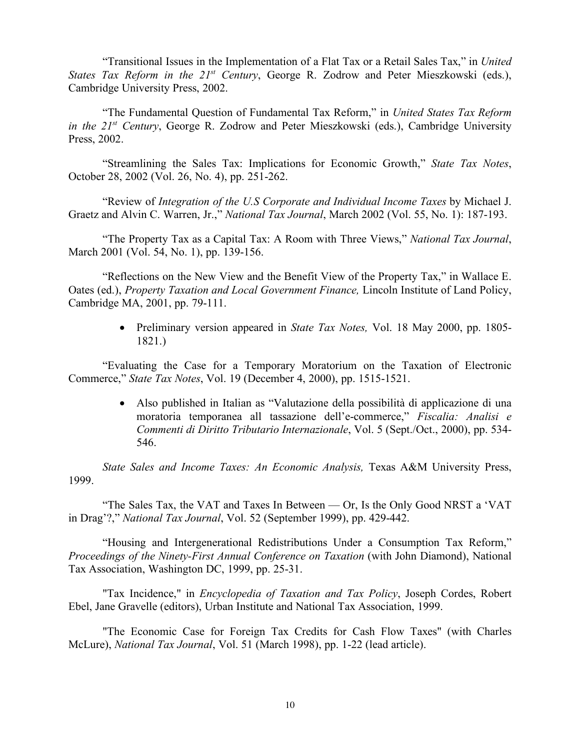"Transitional Issues in the Implementation of a Flat Tax or a Retail Sales Tax," in *United States Tax Reform in the 21st Century*, George R. Zodrow and Peter Mieszkowski (eds.), Cambridge University Press, 2002.

"The Fundamental Question of Fundamental Tax Reform," in *United States Tax Reform in the 21st Century*, George R. Zodrow and Peter Mieszkowski (eds.), Cambridge University Press, 2002.

"Streamlining the Sales Tax: Implications for Economic Growth," *State Tax Notes*, October 28, 2002 (Vol. 26, No. 4), pp. 251-262.

"Review of *Integration of the U.S Corporate and Individual Income Taxes* by Michael J. Graetz and Alvin C. Warren, Jr.," *National Tax Journal*, March 2002 (Vol. 55, No. 1): 187-193.

"The Property Tax as a Capital Tax: A Room with Three Views," *National Tax Journal*, March 2001 (Vol. 54, No. 1), pp. 139-156.

"Reflections on the New View and the Benefit View of the Property Tax," in Wallace E. Oates (ed.), *Property Taxation and Local Government Finance,* Lincoln Institute of Land Policy, Cambridge MA, 2001, pp. 79-111.

- Preliminary version appeared in *State Tax Notes,* Vol. 18 May 2000, pp. 1805-1821.)

"Evaluating the Case for a Temporary Moratorium on the Taxation of Electronic Commerce," *State Tax Notes*, Vol. 19 (December 4, 2000), pp. 1515-1521.

- Also published in Italian as "Valutazione della possibilità di applicazione di una moratoria temporanea all tassazione dell'e-commerce," *Fiscalia: Analisi e Commenti di Diritto Tributario Internazionale*, Vol. 5 (Sept./Oct., 2000), pp. 534-546.

*State Sales and Income Taxes: An Economic Analysis,* Texas A&M University Press, 1999.

"The Sales Tax, the VAT and Taxes In Between — Or, Is the Only Good NRST a 'VAT in Drag'?," *National Tax Journal*, Vol. 52 (September 1999), pp. 429-442.

"Housing and Intergenerational Redistributions Under a Consumption Tax Reform," *Proceedings of the Ninety-First Annual Conference on Taxation* (with John Diamond), National Tax Association, Washington DC, 1999, pp. 25-31.

"Tax Incidence," in *Encyclopedia of Taxation and Tax Policy*, Joseph Cordes, Robert Ebel, Jane Gravelle (editors), Urban Institute and National Tax Association, 1999.

"The Economic Case for Foreign Tax Credits for Cash Flow Taxes" (with Charles McLure), *National Tax Journal*, Vol. 51 (March 1998), pp. 1-22 (lead article).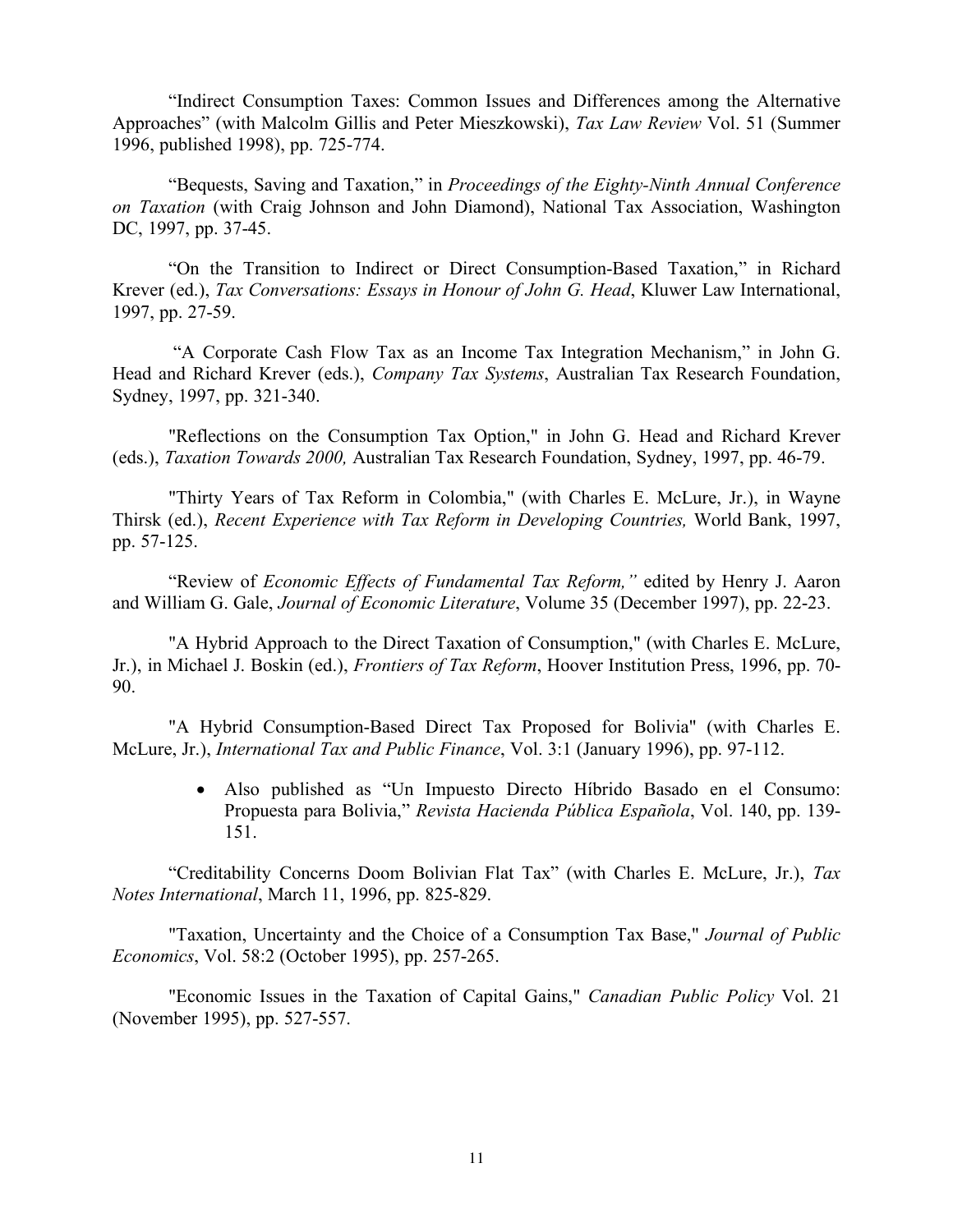“Indirect Consumption Taxes: Common Issues and Differences among the Alternative Approaches” (with Malcolm Gillis and Peter Mieszkowski), *Tax Law Review* Vol. 51 (Summer 1996, published 1998), pp. 725-774.

“Bequests, Saving and Taxation,” in *Proceedings of the Eighty-Ninth Annual Conference on Taxation* (with Craig Johnson and John Diamond), National Tax Association, Washington DC, 1997, pp. 37-45.

“On the Transition to Indirect or Direct Consumption-Based Taxation,” in Richard Krever (ed.), *Tax Conversations: Essays in Honour of John G. Head*, Kluwer Law International, 1997, pp. 27-59.

“A Corporate Cash Flow Tax as an Income Tax Integration Mechanism,” in John G. Head and Richard Krever (eds.), *Company Tax Systems*, Australian Tax Research Foundation, Sydney, 1997, pp. 321-340.

"Reflections on the Consumption Tax Option," in John G. Head and Richard Krever (eds.), *Taxation Towards 2000,* Australian Tax Research Foundation, Sydney, 1997, pp. 46-79.

"Thirty Years of Tax Reform in Colombia," (with Charles E. McLure, Jr.), in Wayne Thirsk (ed.), *Recent Experience with Tax Reform in Developing Countries,* World Bank, 1997, pp. 57-125.

“Review of *Economic Effects of Fundamental Tax Reform,”* edited by Henry J. Aaron and William G. Gale, *Journal of Economic Literature*, Volume 35 (December 1997), pp. 22-23.

"A Hybrid Approach to the Direct Taxation of Consumption," (with Charles E. McLure, Jr.), in Michael J. Boskin (ed.), *Frontiers of Tax Reform*, Hoover Institution Press, 1996, pp. 70-90.

"A Hybrid Consumption-Based Direct Tax Proposed for Bolivia" (with Charles E. McLure, Jr.), *International Tax and Public Finance*, Vol. 3:1 (January 1996), pp. 97-112.

- Also published as “Un Impuesto Directo Híbrido Basado en el Consumo: Propuesta para Bolivia,” *Revista Hacienda Pública Española*, Vol. 140, pp. 139-151.

“Creditability Concerns Doom Bolivian Flat Tax” (with Charles E. McLure, Jr.), *Tax Notes International*, March 11, 1996, pp. 825-829.

"Taxation, Uncertainty and the Choice of a Consumption Tax Base," *Journal of Public Economics*, Vol. 58:2 (October 1995), pp. 257-265.

"Economic Issues in the Taxation of Capital Gains," *Canadian Public Policy* Vol. 21 (November 1995), pp. 527-557.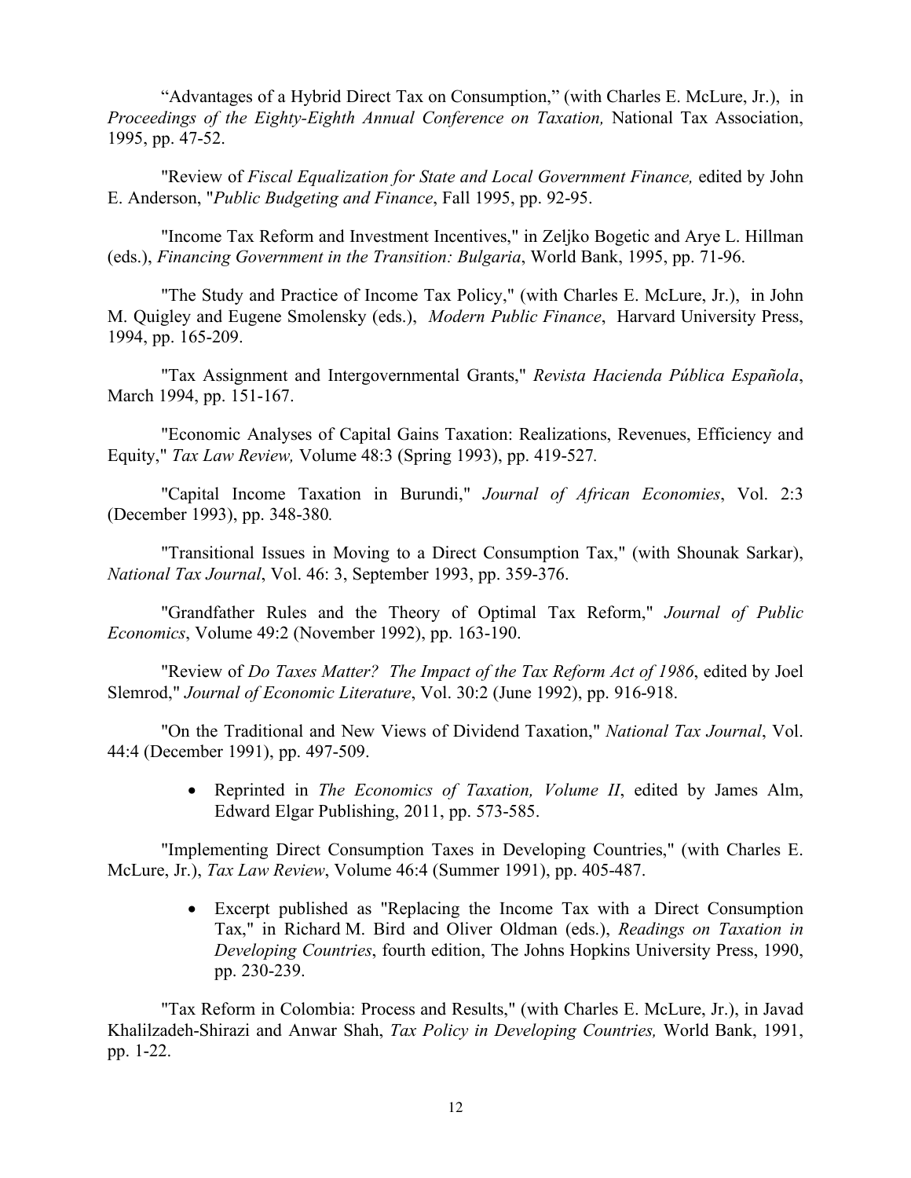"Advantages of a Hybrid Direct Tax on Consumption," (with Charles E. McLure, Jr.), in *Proceedings of the Eighty-Eighth Annual Conference on Taxation,* National Tax Association, 1995, pp. 47-52.

"Review of *Fiscal Equalization for State and Local Government Finance,* edited by John E. Anderson, "*Public Budgeting and Finance*, Fall 1995, pp. 92-95.

"Income Tax Reform and Investment Incentives," in Zeljko Bogetic and Arye L. Hillman (eds.), *Financing Government in the Transition: Bulgaria*, World Bank, 1995, pp. 71-96.

"The Study and Practice of Income Tax Policy," (with Charles E. McLure, Jr.), in John M. Quigley and Eugene Smolensky (eds.), *Modern Public Finance*, Harvard University Press, 1994, pp. 165-209.

"Tax Assignment and Intergovernmental Grants," *Revista Hacienda Pública Española*, March 1994, pp. 151-167.

"Economic Analyses of Capital Gains Taxation: Realizations, Revenues, Efficiency and Equity," *Tax Law Review,* Volume 48:3 (Spring 1993), pp. 419-527.

"Capital Income Taxation in Burundi," *Journal of African Economies*, Vol. 2:3 (December 1993), pp. 348-380.

"Transitional Issues in Moving to a Direct Consumption Tax," (with Shounak Sarkar), *National Tax Journal*, Vol. 46: 3, September 1993, pp. 359-376.

"Grandfather Rules and the Theory of Optimal Tax Reform," *Journal of Public Economics*, Volume 49:2 (November 1992), pp. 163-190.

"Review of *Do Taxes Matter? The Impact of the Tax Reform Act of 1986*, edited by Joel Slemrod," *Journal of Economic Literature*, Vol. 30:2 (June 1992), pp. 916-918.

"On the Traditional and New Views of Dividend Taxation," *National Tax Journal*, Vol. 44:4 (December 1991), pp. 497-509.

- Reprinted in *The Economics of Taxation, Volume II*, edited by James Alm, Edward Elgar Publishing, 2011, pp. 573-585.

"Implementing Direct Consumption Taxes in Developing Countries," (with Charles E. McLure, Jr.), *Tax Law Review*, Volume 46:4 (Summer 1991), pp. 405-487.

- Excerpt published as "Replacing the Income Tax with a Direct Consumption Tax," in Richard M. Bird and Oliver Oldman (eds.), *Readings on Taxation in Developing Countries*, fourth edition, The Johns Hopkins University Press, 1990, pp. 230-239.

"Tax Reform in Colombia: Process and Results," (with Charles E. McLure, Jr.), in Javad Khalilzadeh-Shirazi and Anwar Shah, *Tax Policy in Developing Countries,* World Bank, 1991, pp. 1-22.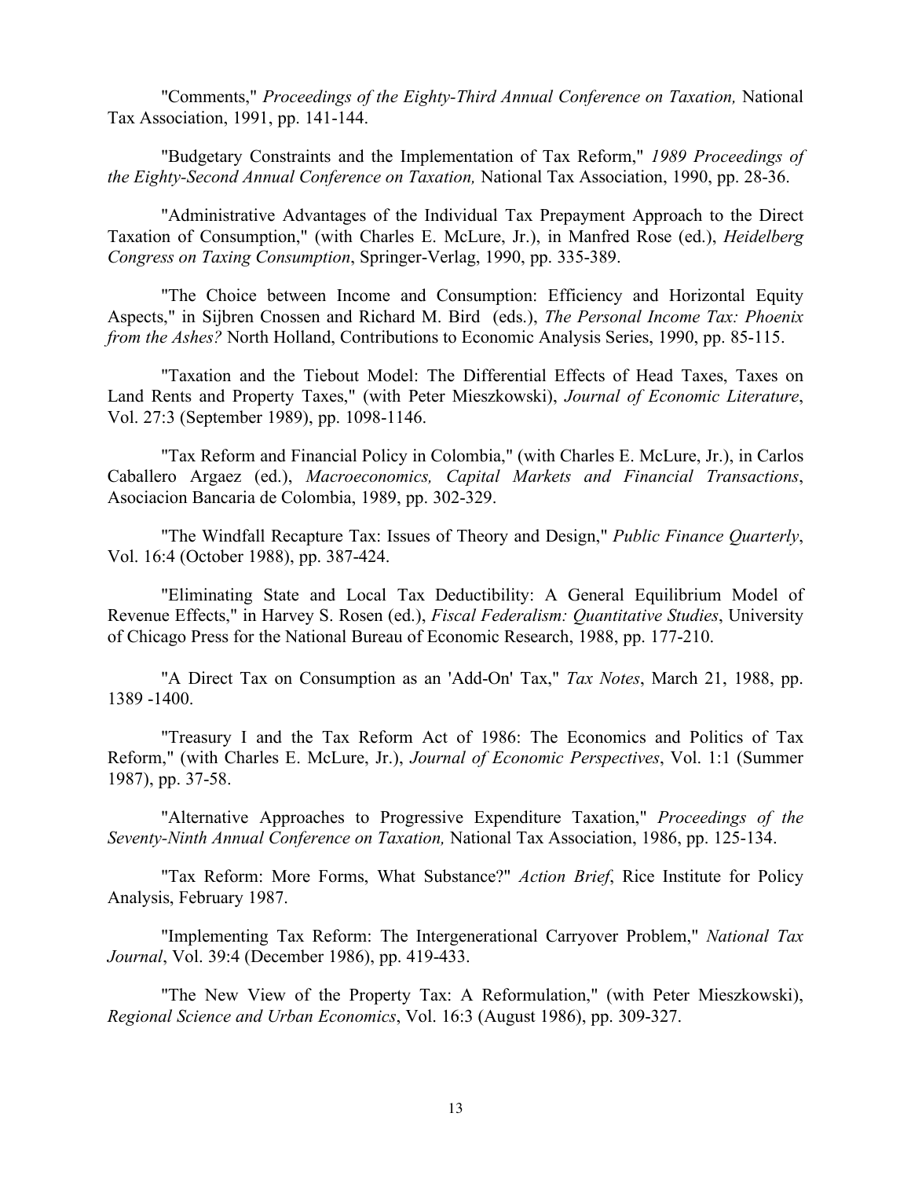"Comments," *Proceedings of the Eighty-Third Annual Conference on Taxation,* National Tax Association, 1991, pp. 141-144.

"Budgetary Constraints and the Implementation of Tax Reform," *1989 Proceedings of the Eighty-Second Annual Conference on Taxation,* National Tax Association, 1990, pp. 28-36.

"Administrative Advantages of the Individual Tax Prepayment Approach to the Direct Taxation of Consumption," (with Charles E. McLure, Jr.), in Manfred Rose (ed.), *Heidelberg Congress on Taxing Consumption*, Springer-Verlag, 1990, pp. 335-389.

"The Choice between Income and Consumption: Efficiency and Horizontal Equity Aspects," in Sijbren Cnossen and Richard M. Bird (eds.), *The Personal Income Tax: Phoenix from the Ashes?* North Holland, Contributions to Economic Analysis Series, 1990, pp. 85-115.

"Taxation and the Tiebout Model: The Differential Effects of Head Taxes, Taxes on Land Rents and Property Taxes," (with Peter Mieszkowski), *Journal of Economic Literature*, Vol. 27:3 (September 1989), pp. 1098-1146.

"Tax Reform and Financial Policy in Colombia," (with Charles E. McLure, Jr.), in Carlos Caballero Argaez (ed.), *Macroeconomics, Capital Markets and Financial Transactions*, Asociacion Bancaria de Colombia, 1989, pp. 302-329.

"The Windfall Recapture Tax: Issues of Theory and Design," *Public Finance Quarterly*, Vol. 16:4 (October 1988), pp. 387-424.

"Eliminating State and Local Tax Deductibility: A General Equilibrium Model of Revenue Effects," in Harvey S. Rosen (ed.), *Fiscal Federalism: Quantitative Studies*, University of Chicago Press for the National Bureau of Economic Research, 1988, pp. 177-210.

"A Direct Tax on Consumption as an 'Add-On' Tax," *Tax Notes*, March 21, 1988, pp. 1389 -1400.

"Treasury I and the Tax Reform Act of 1986: The Economics and Politics of Tax Reform," (with Charles E. McLure, Jr.), *Journal of Economic Perspectives*, Vol. 1:1 (Summer 1987), pp. 37-58.

"Alternative Approaches to Progressive Expenditure Taxation," *Proceedings of the Seventy-Ninth Annual Conference on Taxation,* National Tax Association, 1986, pp. 125-134.

"Tax Reform: More Forms, What Substance?" *Action Brief*, Rice Institute for Policy Analysis, February 1987.

"Implementing Tax Reform: The Intergenerational Carryover Problem," *National Tax Journal*, Vol. 39:4 (December 1986), pp. 419-433.

"The New View of the Property Tax: A Reformulation," (with Peter Mieszkowski), *Regional Science and Urban Economics*, Vol. 16:3 (August 1986), pp. 309-327.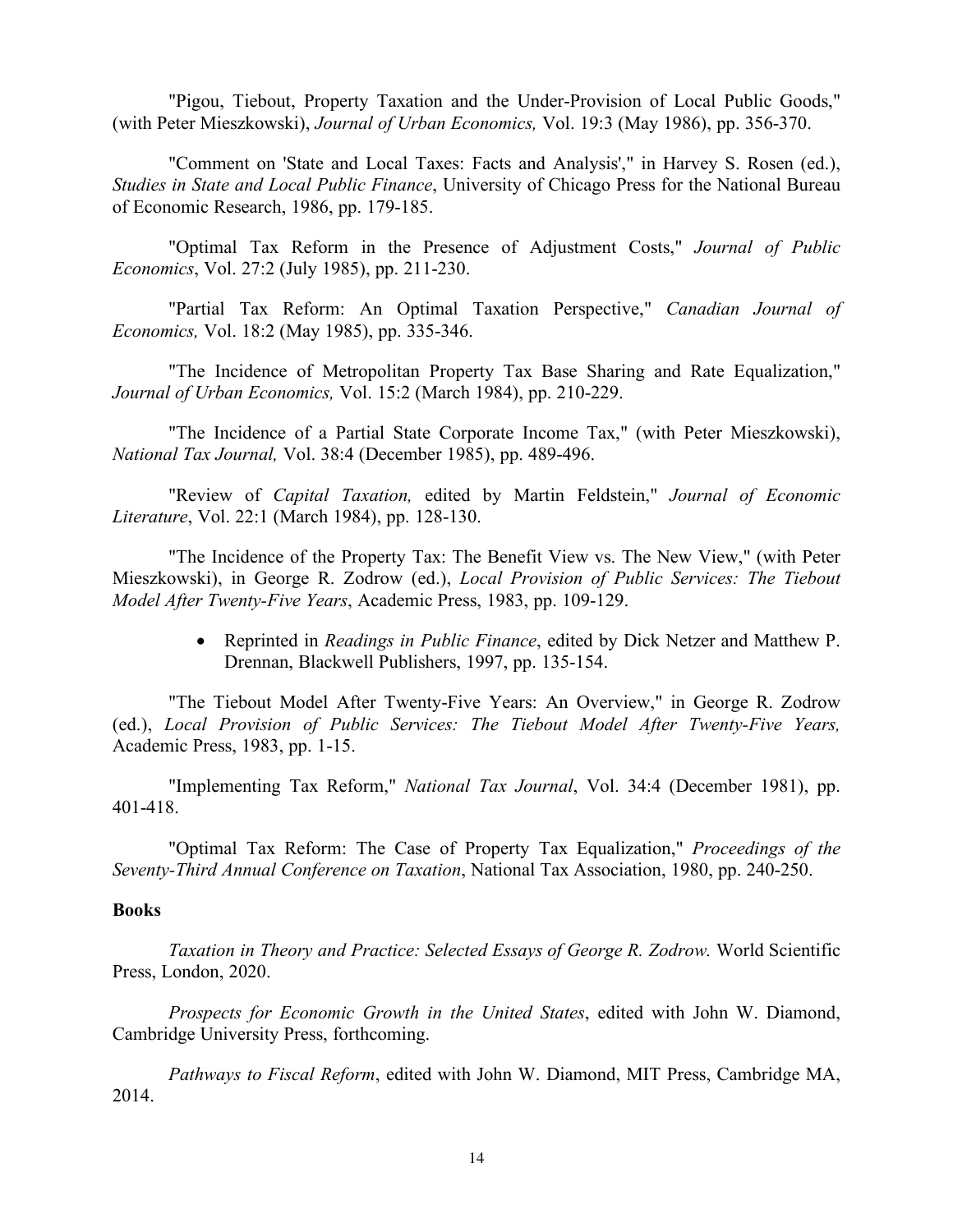"Pigou, Tiebout, Property Taxation and the Under-Provision of Local Public Goods," (with Peter Mieszkowski), *Journal of Urban Economics,* Vol. 19:3 (May 1986), pp. 356-370.

"Comment on 'State and Local Taxes: Facts and Analysis'," in Harvey S. Rosen (ed.), *Studies in State and Local Public Finance*, University of Chicago Press for the National Bureau of Economic Research, 1986, pp. 179-185.

"Optimal Tax Reform in the Presence of Adjustment Costs," *Journal of Public Economics*, Vol. 27:2 (July 1985), pp. 211-230.

"Partial Tax Reform: An Optimal Taxation Perspective," *Canadian Journal of Economics,* Vol. 18:2 (May 1985), pp. 335-346.

"The Incidence of Metropolitan Property Tax Base Sharing and Rate Equalization," *Journal of Urban Economics,* Vol. 15:2 (March 1984), pp. 210-229.

"The Incidence of a Partial State Corporate Income Tax," (with Peter Mieszkowski), *National Tax Journal,* Vol. 38:4 (December 1985), pp. 489-496.

"Review of *Capital Taxation,* edited by Martin Feldstein," *Journal of Economic Literature*, Vol. 22:1 (March 1984), pp. 128-130.

"The Incidence of the Property Tax: The Benefit View vs. The New View," (with Peter Mieszkowski), in George R. Zodrow (ed.), *Local Provision of Public Services: The Tiebout Model After Twenty-Five Years*, Academic Press, 1983, pp. 109-129.

- Reprinted in *Readings in Public Finance*, edited by Dick Netzer and Matthew P. Drennan, Blackwell Publishers, 1997, pp. 135-154.

"The Tiebout Model After Twenty-Five Years: An Overview," in George R. Zodrow (ed.), *Local Provision of Public Services: The Tiebout Model After Twenty-Five Years,* Academic Press, 1983, pp. 1-15.

"Implementing Tax Reform," *National Tax Journal*, Vol. 34:4 (December 1981), pp. 401-418.

"Optimal Tax Reform: The Case of Property Tax Equalization," *Proceedings of the Seventy-Third Annual Conference on Taxation*, National Tax Association, 1980, pp. 240-250.

**Books**

*Taxation in Theory and Practice: Selected Essays of George R. Zodrow.* World Scientific Press, London, 2020.

*Prospects for Economic Growth in the United States*, edited with John W. Diamond, Cambridge University Press, forthcoming.

*Pathways to Fiscal Reform*, edited with John W. Diamond, MIT Press, Cambridge MA, 2014.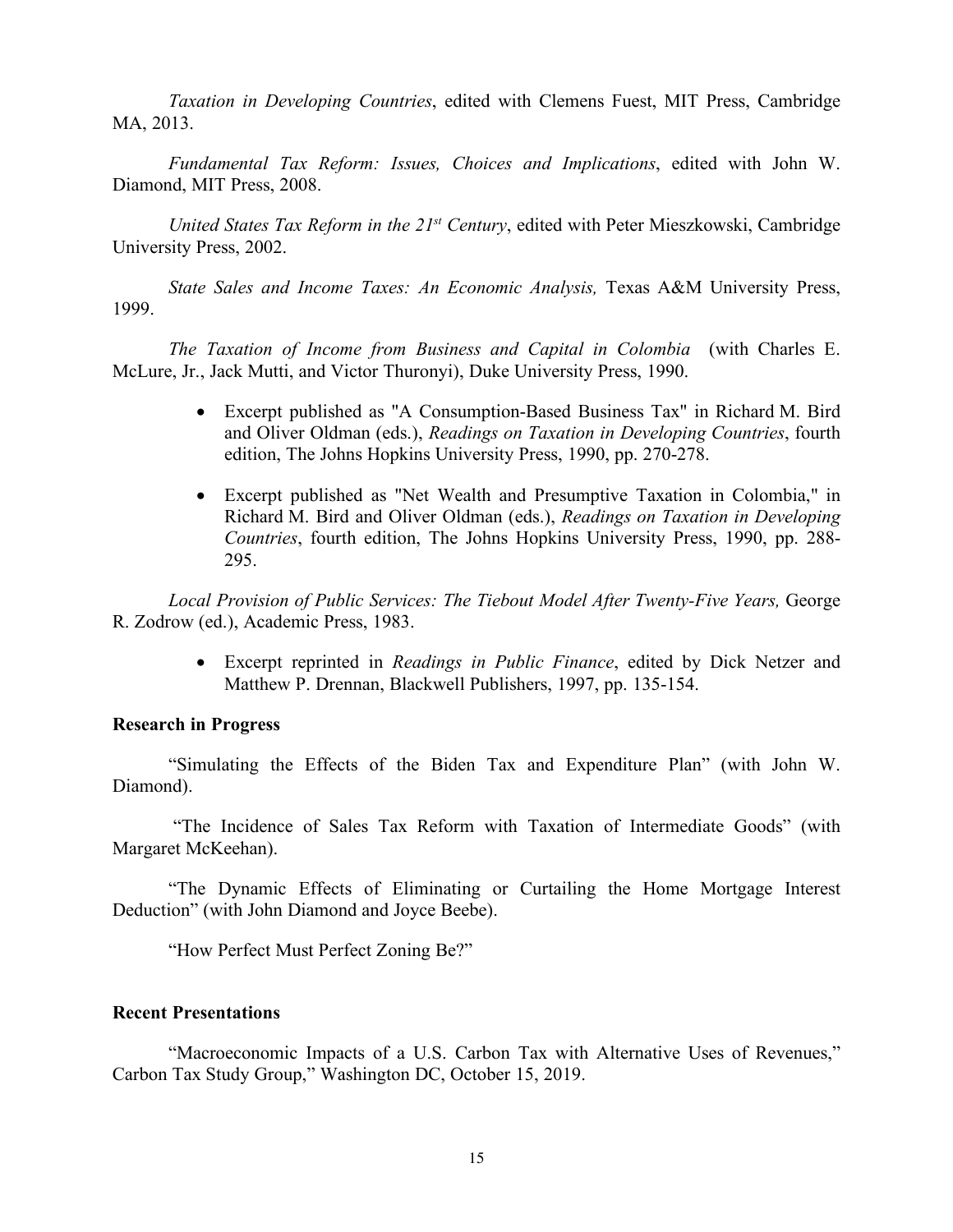*Taxation in Developing Countries*, edited with Clemens Fuest, MIT Press, Cambridge MA, 2013.

*Fundamental Tax Reform: Issues, Choices and Implications*, edited with John W. Diamond, MIT Press, 2008.

*United States Tax Reform in the 21st Century*, edited with Peter Mieszkowski, Cambridge University Press, 2002.

*State Sales and Income Taxes: An Economic Analysis,* Texas A&M University Press, 1999.

*The Taxation of Income from Business and Capital in Colombia* (with Charles E. McLure, Jr., Jack Mutti, and Victor Thuronyi), Duke University Press, 1990.

- Excerpt published as "A Consumption-Based Business Tax" in Richard M. Bird and Oliver Oldman (eds.), *Readings on Taxation in Developing Countries*, fourth edition, The Johns Hopkins University Press, 1990, pp. 270-278.
- Excerpt published as "Net Wealth and Presumptive Taxation in Colombia," in Richard M. Bird and Oliver Oldman (eds.), *Readings on Taxation in Developing Countries*, fourth edition, The Johns Hopkins University Press, 1990, pp. 288-295.

*Local Provision of Public Services: The Tiebout Model After Twenty-Five Years,* George R. Zodrow (ed.), Academic Press, 1983.

- Excerpt reprinted in *Readings in Public Finance*, edited by Dick Netzer and Matthew P. Drennan, Blackwell Publishers, 1997, pp. 135-154.

**Research in Progress**

"Simulating the Effects of the Biden Tax and Expenditure Plan" (with John W. Diamond).

"The Incidence of Sales Tax Reform with Taxation of Intermediate Goods" (with Margaret McKeehan).

"The Dynamic Effects of Eliminating or Curtailing the Home Mortgage Interest Deduction" (with John Diamond and Joyce Beebe).

"How Perfect Must Perfect Zoning Be?"

**Recent Presentations**

"Macroeconomic Impacts of a U.S. Carbon Tax with Alternative Uses of Revenues," Carbon Tax Study Group," Washington DC, October 15, 2019.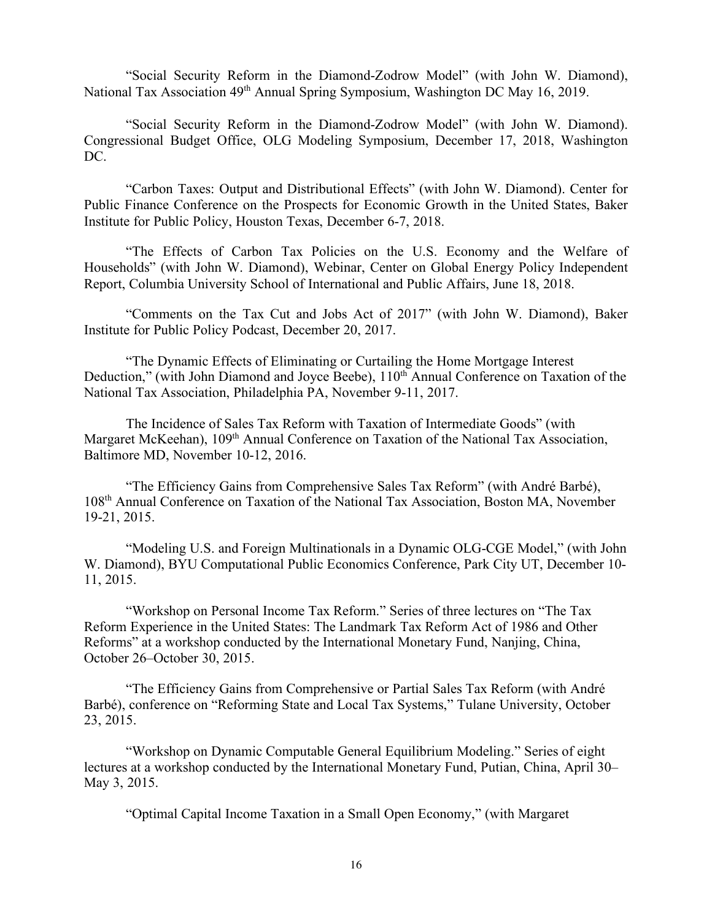"Social Security Reform in the Diamond-Zodrow Model" (with John W. Diamond), National Tax Association 49th Annual Spring Symposium, Washington DC May 16, 2019.

"Social Security Reform in the Diamond-Zodrow Model" (with John W. Diamond). Congressional Budget Office, OLG Modeling Symposium, December 17, 2018, Washington DC.

"Carbon Taxes: Output and Distributional Effects" (with John W. Diamond). Center for Public Finance Conference on the Prospects for Economic Growth in the United States, Baker Institute for Public Policy, Houston Texas, December 6-7, 2018.

"The Effects of Carbon Tax Policies on the U.S. Economy and the Welfare of Households" (with John W. Diamond), Webinar, Center on Global Energy Policy Independent Report, Columbia University School of International and Public Affairs, June 18, 2018.

"Comments on the Tax Cut and Jobs Act of 2017" (with John W. Diamond), Baker Institute for Public Policy Podcast, December 20, 2017.

"The Dynamic Effects of Eliminating or Curtailing the Home Mortgage Interest Deduction," (with John Diamond and Joyce Beebe), 110th Annual Conference on Taxation of the National Tax Association, Philadelphia PA, November 9-11, 2017.

The Incidence of Sales Tax Reform with Taxation of Intermediate Goods" (with Margaret McKeehan), 109th Annual Conference on Taxation of the National Tax Association, Baltimore MD, November 10-12, 2016.

"The Efficiency Gains from Comprehensive Sales Tax Reform" (with André Barbé), 108th Annual Conference on Taxation of the National Tax Association, Boston MA, November 19-21, 2015.

"Modeling U.S. and Foreign Multinationals in a Dynamic OLG-CGE Model," (with John W. Diamond), BYU Computational Public Economics Conference, Park City UT, December 10-11, 2015.

"Workshop on Personal Income Tax Reform." Series of three lectures on "The Tax Reform Experience in the United States: The Landmark Tax Reform Act of 1986 and Other Reforms" at a workshop conducted by the International Monetary Fund, Nanjing, China, October 26–October 30, 2015.

"The Efficiency Gains from Comprehensive or Partial Sales Tax Reform (with André Barbé), conference on "Reforming State and Local Tax Systems," Tulane University, October 23, 2015.

"Workshop on Dynamic Computable General Equilibrium Modeling." Series of eight lectures at a workshop conducted by the International Monetary Fund, Putian, China, April 30–May 3, 2015.

"Optimal Capital Income Taxation in a Small Open Economy," (with Margaret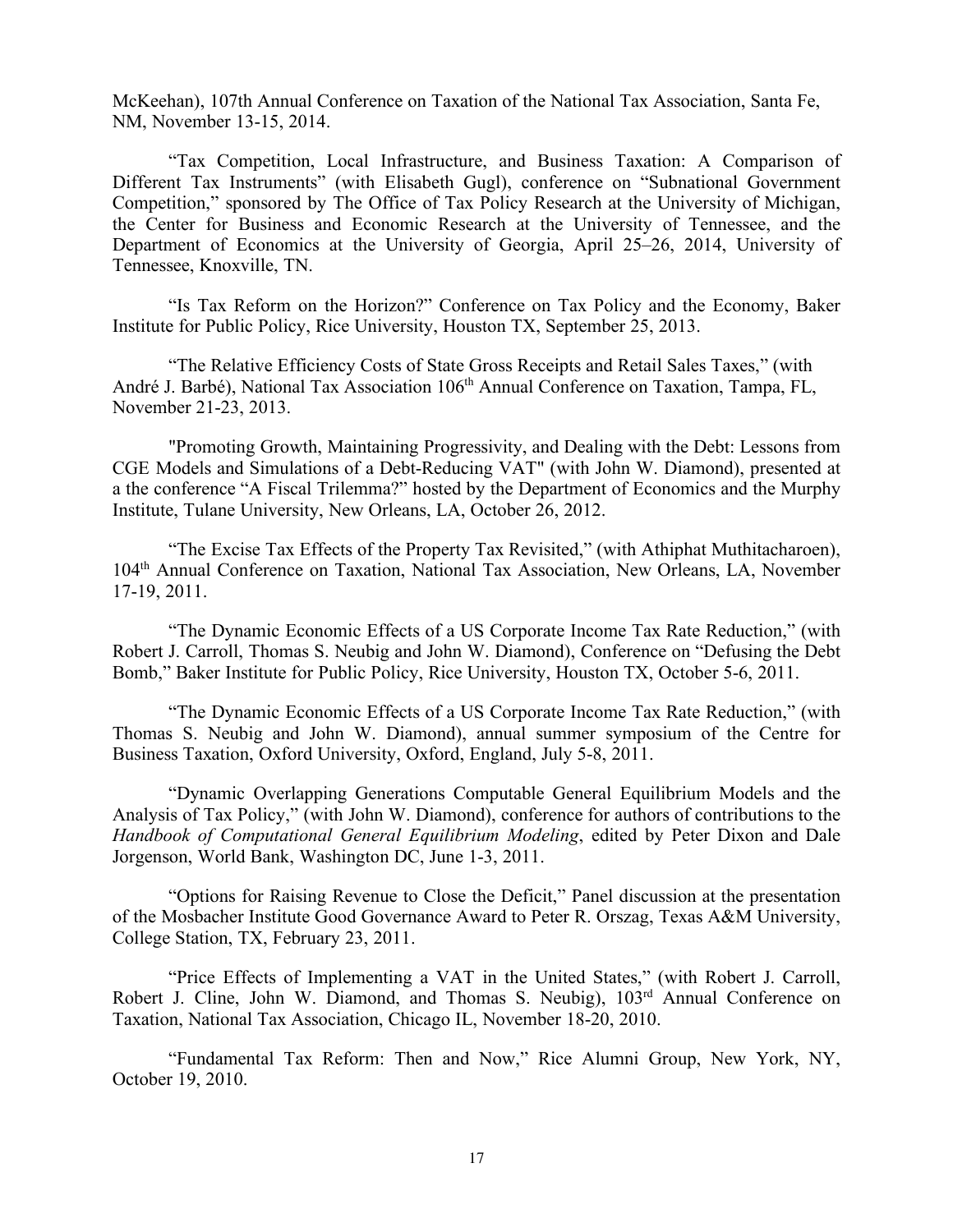McKeehan), 107th Annual Conference on Taxation of the National Tax Association, Santa Fe, NM, November 13-15, 2014.

"Tax Competition, Local Infrastructure, and Business Taxation: A Comparison of Different Tax Instruments" (with Elisabeth Gugl), conference on "Subnational Government Competition," sponsored by The Office of Tax Policy Research at the University of Michigan, the Center for Business and Economic Research at the University of Tennessee, and the Department of Economics at the University of Georgia, April 25–26, 2014, University of Tennessee, Knoxville, TN.

"Is Tax Reform on the Horizon?" Conference on Tax Policy and the Economy, Baker Institute for Public Policy, Rice University, Houston TX, September 25, 2013.

"The Relative Efficiency Costs of State Gross Receipts and Retail Sales Taxes," (with André J. Barbé), National Tax Association 106th Annual Conference on Taxation, Tampa, FL, November 21-23, 2013.

"Promoting Growth, Maintaining Progressivity, and Dealing with the Debt: Lessons from CGE Models and Simulations of a Debt-Reducing VAT" (with John W. Diamond), presented at a the conference "A Fiscal Trilemma?" hosted by the Department of Economics and the Murphy Institute, Tulane University, New Orleans, LA, October 26, 2012.

"The Excise Tax Effects of the Property Tax Revisited," (with Athiphat Muthitacharoen), 104th Annual Conference on Taxation, National Tax Association, New Orleans, LA, November 17-19, 2011.

"The Dynamic Economic Effects of a US Corporate Income Tax Rate Reduction," (with Robert J. Carroll, Thomas S. Neubig and John W. Diamond), Conference on "Defusing the Debt Bomb," Baker Institute for Public Policy, Rice University, Houston TX, October 5-6, 2011.

"The Dynamic Economic Effects of a US Corporate Income Tax Rate Reduction," (with Thomas S. Neubig and John W. Diamond), annual summer symposium of the Centre for Business Taxation, Oxford University, Oxford, England, July 5-8, 2011.

"Dynamic Overlapping Generations Computable General Equilibrium Models and the Analysis of Tax Policy," (with John W. Diamond), conference for authors of contributions to the *Handbook of Computational General Equilibrium Modeling*, edited by Peter Dixon and Dale Jorgenson, World Bank, Washington DC, June 1-3, 2011.

"Options for Raising Revenue to Close the Deficit," Panel discussion at the presentation of the Mosbacher Institute Good Governance Award to Peter R. Orszag, Texas A&M University, College Station, TX, February 23, 2011.

"Price Effects of Implementing a VAT in the United States," (with Robert J. Carroll, Robert J. Cline, John W. Diamond, and Thomas S. Neubig), 103rd Annual Conference on Taxation, National Tax Association, Chicago IL, November 18-20, 2010.

"Fundamental Tax Reform: Then and Now," Rice Alumni Group, New York, NY, October 19, 2010.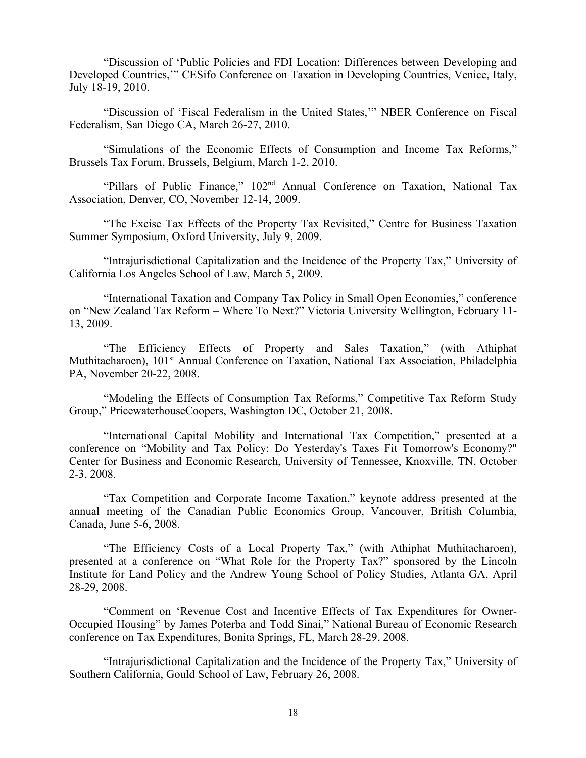"Discussion of 'Public Policies and FDI Location: Differences between Developing and Developed Countries,'" CESifo Conference on Taxation in Developing Countries, Venice, Italy, July 18-19, 2010.

"Discussion of 'Fiscal Federalism in the United States,'" NBER Conference on Fiscal Federalism, San Diego CA, March 26-27, 2010.

"Simulations of the Economic Effects of Consumption and Income Tax Reforms," Brussels Tax Forum, Brussels, Belgium, March 1-2, 2010.

"Pillars of Public Finance," 102nd Annual Conference on Taxation, National Tax Association, Denver, CO, November 12-14, 2009.

"The Excise Tax Effects of the Property Tax Revisited," Centre for Business Taxation Summer Symposium, Oxford University, July 9, 2009.

"Intrajurisdictional Capitalization and the Incidence of the Property Tax," University of California Los Angeles School of Law, March 5, 2009.

"International Taxation and Company Tax Policy in Small Open Economies," conference on "New Zealand Tax Reform – Where To Next?" Victoria University Wellington, February 11-13, 2009.

"The Efficiency Effects of Property and Sales Taxation," (with Athiphat Muthitacharoen), 101st Annual Conference on Taxation, National Tax Association, Philadelphia PA, November 20-22, 2008.

"Modeling the Effects of Consumption Tax Reforms," Competitive Tax Reform Study Group," PricewaterhouseCoopers, Washington DC, October 21, 2008.

"International Capital Mobility and International Tax Competition," presented at a conference on "Mobility and Tax Policy: Do Yesterday's Taxes Fit Tomorrow's Economy?" Center for Business and Economic Research, University of Tennessee, Knoxville, TN, October 2-3, 2008.

"Tax Competition and Corporate Income Taxation," keynote address presented at the annual meeting of the Canadian Public Economics Group, Vancouver, British Columbia, Canada, June 5-6, 2008.

"The Efficiency Costs of a Local Property Tax," (with Athiphat Muthitacharoen), presented at a conference on "What Role for the Property Tax?" sponsored by the Lincoln Institute for Land Policy and the Andrew Young School of Policy Studies, Atlanta GA, April 28-29, 2008.

"Comment on 'Revenue Cost and Incentive Effects of Tax Expenditures for Owner-Occupied Housing" by James Poterba and Todd Sinai," National Bureau of Economic Research conference on Tax Expenditures, Bonita Springs, FL, March 28-29, 2008.

"Intrajurisdictional Capitalization and the Incidence of the Property Tax," University of Southern California, Gould School of Law, February 26, 2008.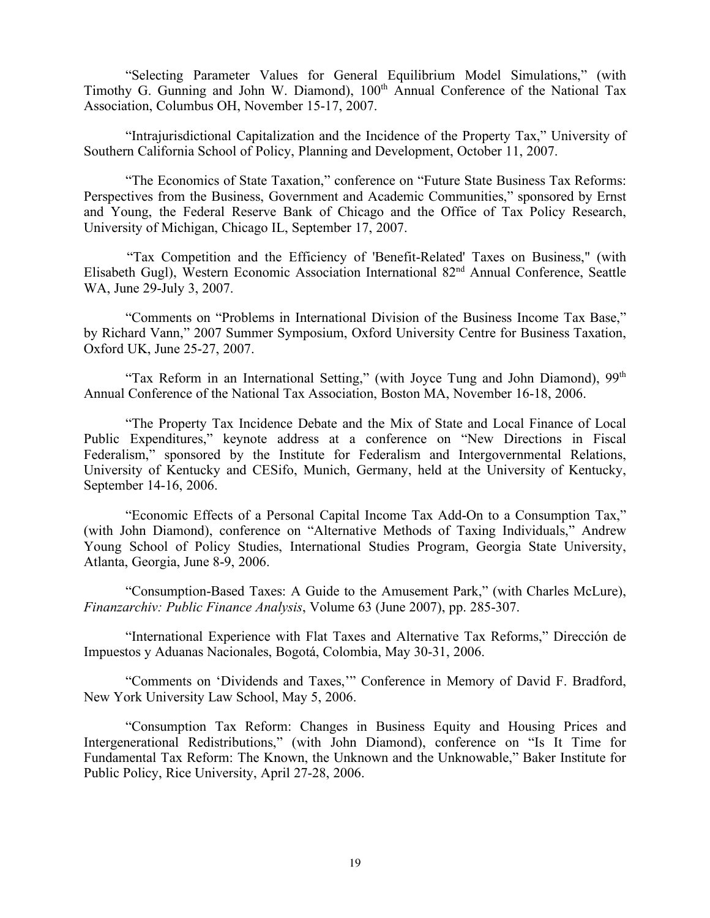"Selecting Parameter Values for General Equilibrium Model Simulations," (with Timothy G. Gunning and John W. Diamond), 100th Annual Conference of the National Tax Association, Columbus OH, November 15-17, 2007.

"Intrajurisdictional Capitalization and the Incidence of the Property Tax," University of Southern California School of Policy, Planning and Development, October 11, 2007.

"The Economics of State Taxation," conference on "Future State Business Tax Reforms: Perspectives from the Business, Government and Academic Communities," sponsored by Ernst and Young, the Federal Reserve Bank of Chicago and the Office of Tax Policy Research, University of Michigan, Chicago IL, September 17, 2007.

"Tax Competition and the Efficiency of 'Benefit-Related' Taxes on Business," (with Elisabeth Gugl), Western Economic Association International 82nd Annual Conference, Seattle WA, June 29-July 3, 2007.

"Comments on "Problems in International Division of the Business Income Tax Base," by Richard Vann," 2007 Summer Symposium, Oxford University Centre for Business Taxation, Oxford UK, June 25-27, 2007.

"Tax Reform in an International Setting," (with Joyce Tung and John Diamond), 99th Annual Conference of the National Tax Association, Boston MA, November 16-18, 2006.

"The Property Tax Incidence Debate and the Mix of State and Local Finance of Local Public Expenditures," keynote address at a conference on "New Directions in Fiscal Federalism," sponsored by the Institute for Federalism and Intergovernmental Relations, University of Kentucky and CESifo, Munich, Germany, held at the University of Kentucky, September 14-16, 2006.

"Economic Effects of a Personal Capital Income Tax Add-On to a Consumption Tax," (with John Diamond), conference on "Alternative Methods of Taxing Individuals," Andrew Young School of Policy Studies, International Studies Program, Georgia State University, Atlanta, Georgia, June 8-9, 2006.

"Consumption-Based Taxes: A Guide to the Amusement Park," (with Charles McLure), *Finanzarchiv: Public Finance Analysis*, Volume 63 (June 2007), pp. 285-307.

"International Experience with Flat Taxes and Alternative Tax Reforms," Dirección de Impuestos y Aduanas Nacionales, Bogotá, Colombia, May 30-31, 2006.

"Comments on 'Dividends and Taxes,'" Conference in Memory of David F. Bradford, New York University Law School, May 5, 2006.

"Consumption Tax Reform: Changes in Business Equity and Housing Prices and Intergenerational Redistributions," (with John Diamond), conference on "Is It Time for Fundamental Tax Reform: The Known, the Unknown and the Unknowable," Baker Institute for Public Policy, Rice University, April 27-28, 2006.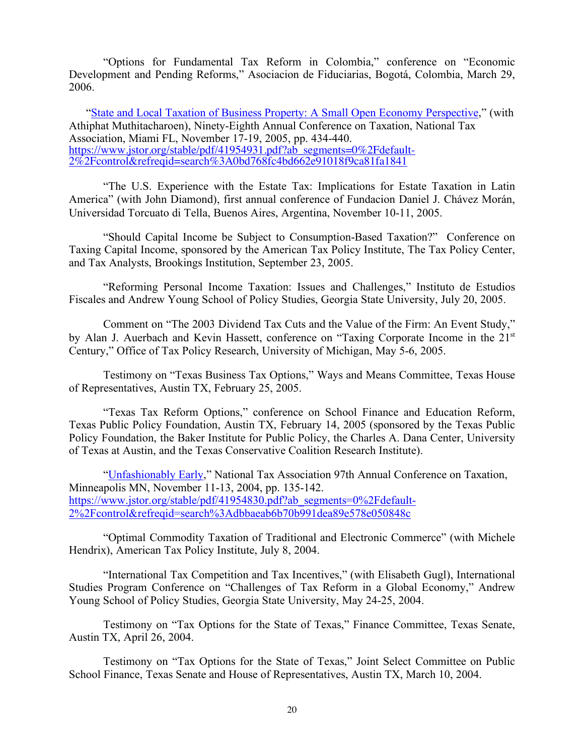"Options for Fundamental Tax Reform in Colombia," conference on "Economic Development and Pending Reforms," Asociacion de Fiduciarias, Bogotá, Colombia, March 29, 2006.

"[State and Local Taxation of Business Property: A Small Open Economy Perspective](https://www.jstor.org/stable/pdf/41954931.pdf?ab_segments=0%2Fdefault-2%2Fcontrol&refreqid=search%3A0bd768fc4bd662e91018f9ca81fa1841)," (with Athiphat Muthitacharoen), Ninety-Eighth Annual Conference on Taxation, National Tax Association, Miami FL, November 17-19, 2005, pp. 434-440. https://www.jstor.org/stable/pdf/41954931.pdf?ab_segments=0%2Fdefault-2%2Fcontrol&refreqid=search%3A0bd768fc4bd662e91018f9ca81fa1841

"The U.S. Experience with the Estate Tax: Implications for Estate Taxation in Latin America" (with John Diamond), first annual conference of Fundacion Daniel J. Chávez Morán, Universidad Torcuato di Tella, Buenos Aires, Argentina, November 10-11, 2005.

"Should Capital Income be Subject to Consumption-Based Taxation?" Conference on Taxing Capital Income, sponsored by the American Tax Policy Institute, The Tax Policy Center, and Tax Analysts, Brookings Institution, September 23, 2005.

"Reforming Personal Income Taxation: Issues and Challenges," Instituto de Estudios Fiscales and Andrew Young School of Policy Studies, Georgia State University, July 20, 2005.

Comment on "The 2003 Dividend Tax Cuts and the Value of the Firm: An Event Study," by Alan J. Auerbach and Kevin Hassett, conference on "Taxing Corporate Income in the 21st Century," Office of Tax Policy Research, University of Michigan, May 5-6, 2005.

Testimony on "Texas Business Tax Options," Ways and Means Committee, Texas House of Representatives, Austin TX, February 25, 2005.

"Texas Tax Reform Options," conference on School Finance and Education Reform, Texas Public Policy Foundation, Austin TX, February 14, 2005 (sponsored by the Texas Public Policy Foundation, the Baker Institute for Public Policy, the Charles A. Dana Center, University of Texas at Austin, and the Texas Conservative Coalition Research Institute).

"[Unfashionably Early](https://www.jstor.org/stable/pdf/41954830.pdf?ab_segments=0%2Fdefault-2%2Fcontrol&refreqid=search%3Adbbaeab6b70b991dea89e578e050848c)," National Tax Association 97th Annual Conference on Taxation, Minneapolis MN, November 11-13, 2004, pp. 135-142. https://www.jstor.org/stable/pdf/41954830.pdf?ab_segments=0%2Fdefault-2%2Fcontrol&refreqid=search%3Adbbaeab6b70b991dea89e578e050848c

"Optimal Commodity Taxation of Traditional and Electronic Commerce" (with Michele Hendrix), American Tax Policy Institute, July 8, 2004.

"International Tax Competition and Tax Incentives," (with Elisabeth Gugl), International Studies Program Conference on "Challenges of Tax Reform in a Global Economy," Andrew Young School of Policy Studies, Georgia State University, May 24-25, 2004.

Testimony on "Tax Options for the State of Texas," Finance Committee, Texas Senate, Austin TX, April 26, 2004.

Testimony on "Tax Options for the State of Texas," Joint Select Committee on Public School Finance, Texas Senate and House of Representatives, Austin TX, March 10, 2004.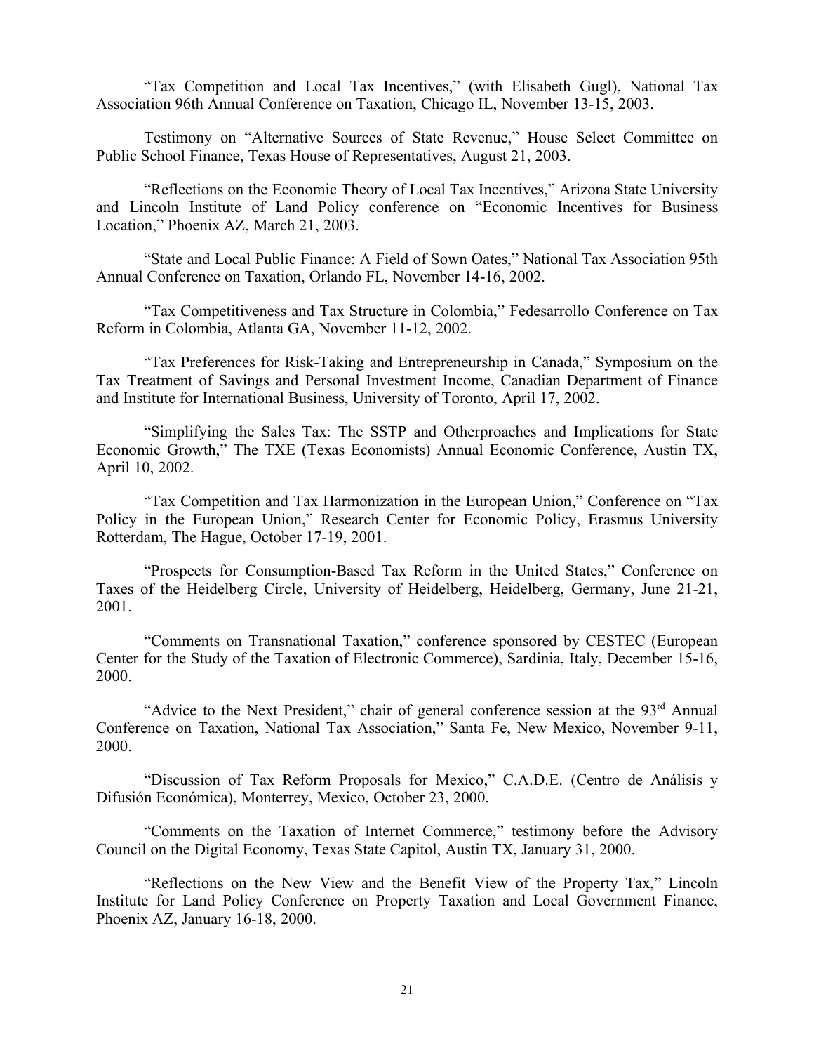"Tax Competition and Local Tax Incentives," (with Elisabeth Gugl), National Tax Association 96th Annual Conference on Taxation, Chicago IL, November 13-15, 2003.

Testimony on "Alternative Sources of State Revenue," House Select Committee on Public School Finance, Texas House of Representatives, August 21, 2003.

"Reflections on the Economic Theory of Local Tax Incentives," Arizona State University and Lincoln Institute of Land Policy conference on "Economic Incentives for Business Location," Phoenix AZ, March 21, 2003.

"State and Local Public Finance: A Field of Sown Oates," National Tax Association 95th Annual Conference on Taxation, Orlando FL, November 14-16, 2002.

"Tax Competitiveness and Tax Structure in Colombia," Fedesarrollo Conference on Tax Reform in Colombia, Atlanta GA, November 11-12, 2002.

"Tax Preferences for Risk-Taking and Entrepreneurship in Canada," Symposium on the Tax Treatment of Savings and Personal Investment Income, Canadian Department of Finance and Institute for International Business, University of Toronto, April 17, 2002.

"Simplifying the Sales Tax: The SSTP and Otherproaches and Implications for State Economic Growth," The TXE (Texas Economists) Annual Economic Conference, Austin TX, April 10, 2002.

"Tax Competition and Tax Harmonization in the European Union," Conference on "Tax Policy in the European Union," Research Center for Economic Policy, Erasmus University Rotterdam, The Hague, October 17-19, 2001.

"Prospects for Consumption-Based Tax Reform in the United States," Conference on Taxes of the Heidelberg Circle, University of Heidelberg, Heidelberg, Germany, June 21-21, 2001.

"Comments on Transnational Taxation," conference sponsored by CESTEC (European Center for the Study of the Taxation of Electronic Commerce), Sardinia, Italy, December 15-16, 2000.

"Advice to the Next President," chair of general conference session at the 93rd Annual Conference on Taxation, National Tax Association," Santa Fe, New Mexico, November 9-11, 2000.

"Discussion of Tax Reform Proposals for Mexico," C.A.D.E. (Centro de Análisis y Difusión Económica), Monterrey, Mexico, October 23, 2000.

"Comments on the Taxation of Internet Commerce," testimony before the Advisory Council on the Digital Economy, Texas State Capitol, Austin TX, January 31, 2000.

"Reflections on the New View and the Benefit View of the Property Tax," Lincoln Institute for Land Policy Conference on Property Taxation and Local Government Finance, Phoenix AZ, January 16-18, 2000.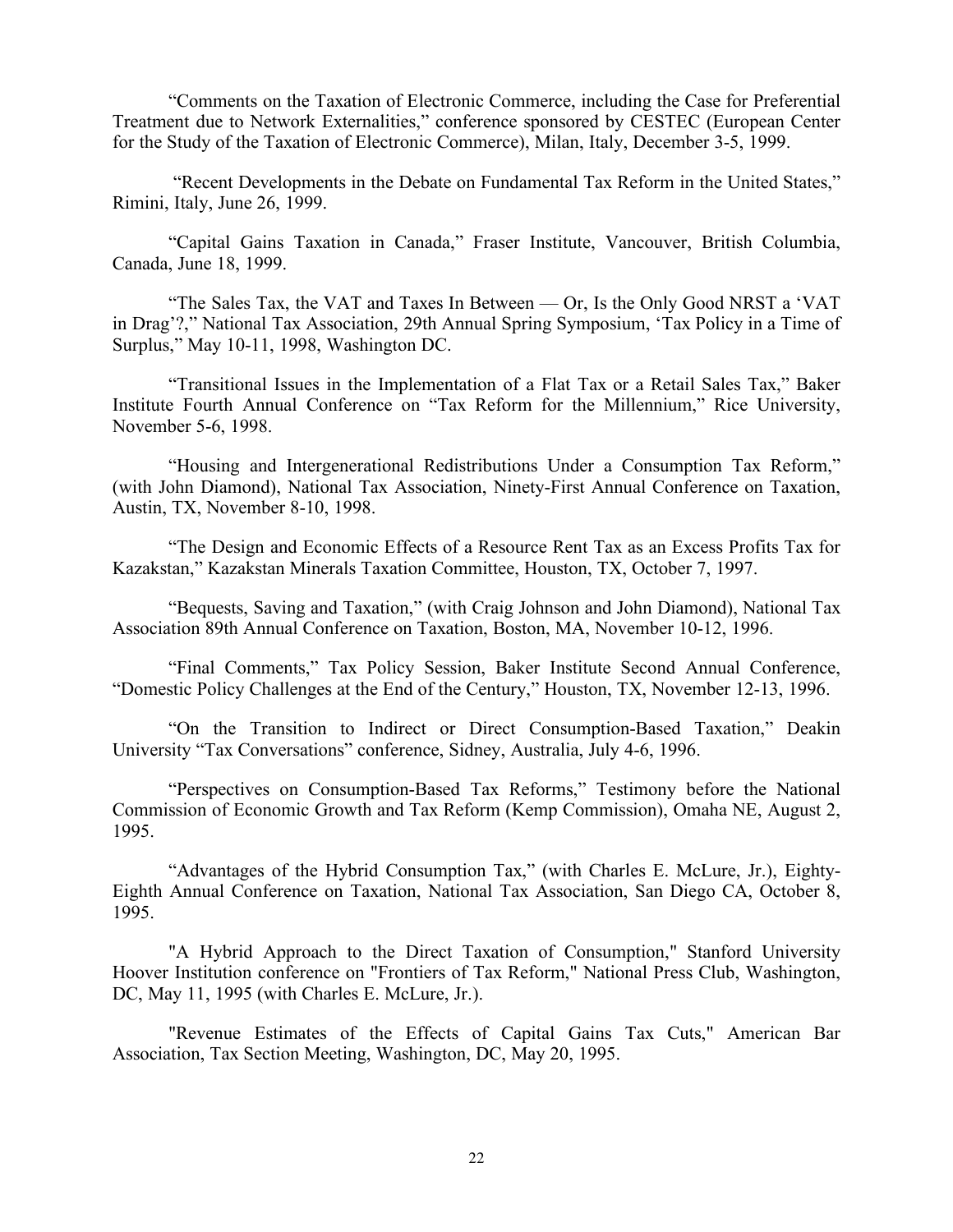"Comments on the Taxation of Electronic Commerce, including the Case for Preferential Treatment due to Network Externalities," conference sponsored by CESTEC (European Center for the Study of the Taxation of Electronic Commerce), Milan, Italy, December 3-5, 1999.

"Recent Developments in the Debate on Fundamental Tax Reform in the United States," Rimini, Italy, June 26, 1999.

"Capital Gains Taxation in Canada," Fraser Institute, Vancouver, British Columbia, Canada, June 18, 1999.

"The Sales Tax, the VAT and Taxes In Between — Or, Is the Only Good NRST a 'VAT in Drag'?," National Tax Association, 29th Annual Spring Symposium, 'Tax Policy in a Time of Surplus," May 10-11, 1998, Washington DC.

"Transitional Issues in the Implementation of a Flat Tax or a Retail Sales Tax," Baker Institute Fourth Annual Conference on "Tax Reform for the Millennium," Rice University, November 5-6, 1998.

"Housing and Intergenerational Redistributions Under a Consumption Tax Reform," (with John Diamond), National Tax Association, Ninety-First Annual Conference on Taxation, Austin, TX, November 8-10, 1998.

"The Design and Economic Effects of a Resource Rent Tax as an Excess Profits Tax for Kazakstan," Kazakstan Minerals Taxation Committee, Houston, TX, October 7, 1997.

"Bequests, Saving and Taxation," (with Craig Johnson and John Diamond), National Tax Association 89th Annual Conference on Taxation, Boston, MA, November 10-12, 1996.

"Final Comments," Tax Policy Session, Baker Institute Second Annual Conference, "Domestic Policy Challenges at the End of the Century," Houston, TX, November 12-13, 1996.

"On the Transition to Indirect or Direct Consumption-Based Taxation," Deakin University "Tax Conversations" conference, Sidney, Australia, July 4-6, 1996.

"Perspectives on Consumption-Based Tax Reforms," Testimony before the National Commission of Economic Growth and Tax Reform (Kemp Commission), Omaha NE, August 2, 1995.

"Advantages of the Hybrid Consumption Tax," (with Charles E. McLure, Jr.), Eighty-Eighth Annual Conference on Taxation, National Tax Association, San Diego CA, October 8, 1995.

"A Hybrid Approach to the Direct Taxation of Consumption," Stanford University Hoover Institution conference on "Frontiers of Tax Reform," National Press Club, Washington, DC, May 11, 1995 (with Charles E. McLure, Jr.).

"Revenue Estimates of the Effects of Capital Gains Tax Cuts," American Bar Association, Tax Section Meeting, Washington, DC, May 20, 1995.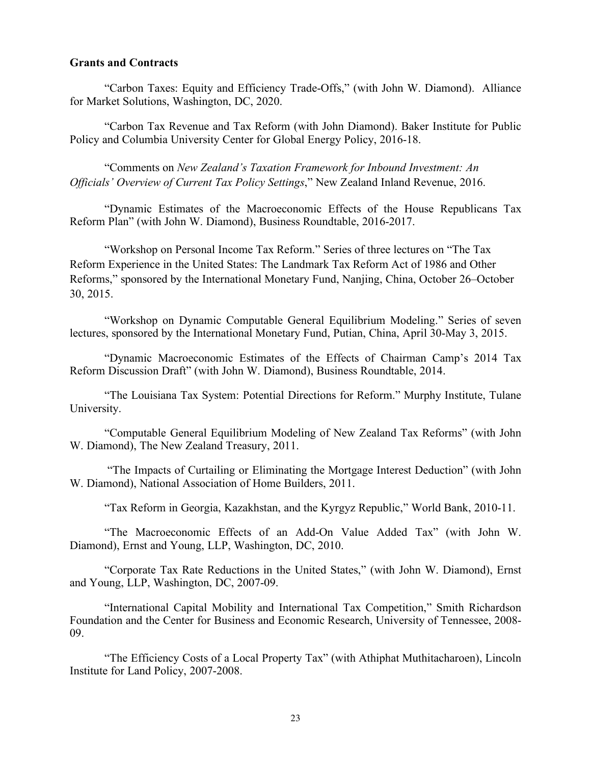**Grants and Contracts**

"Carbon Taxes: Equity and Efficiency Trade-Offs," (with John W. Diamond). Alliance for Market Solutions, Washington, DC, 2020.

"Carbon Tax Revenue and Tax Reform (with John Diamond). Baker Institute for Public Policy and Columbia University Center for Global Energy Policy, 2016-18.

"Comments on *New Zealand's Taxation Framework for Inbound Investment: An Officials' Overview of Current Tax Policy Settings*," New Zealand Inland Revenue, 2016.

"Dynamic Estimates of the Macroeconomic Effects of the House Republicans Tax Reform Plan" (with John W. Diamond), Business Roundtable, 2016-2017.

"Workshop on Personal Income Tax Reform." Series of three lectures on "The Tax Reform Experience in the United States: The Landmark Tax Reform Act of 1986 and Other Reforms," sponsored by the International Monetary Fund, Nanjing, China, October 26–October 30, 2015.

"Workshop on Dynamic Computable General Equilibrium Modeling." Series of seven lectures, sponsored by the International Monetary Fund, Putian, China, April 30-May 3, 2015.

"Dynamic Macroeconomic Estimates of the Effects of Chairman Camp's 2014 Tax Reform Discussion Draft" (with John W. Diamond), Business Roundtable, 2014.

"The Louisiana Tax System: Potential Directions for Reform." Murphy Institute, Tulane University.

"Computable General Equilibrium Modeling of New Zealand Tax Reforms" (with John W. Diamond), The New Zealand Treasury, 2011.

"The Impacts of Curtailing or Eliminating the Mortgage Interest Deduction" (with John W. Diamond), National Association of Home Builders, 2011.

"Tax Reform in Georgia, Kazakhstan, and the Kyrgyz Republic," World Bank, 2010-11.

"The Macroeconomic Effects of an Add-On Value Added Tax" (with John W. Diamond), Ernst and Young, LLP, Washington, DC, 2010.

"Corporate Tax Rate Reductions in the United States," (with John W. Diamond), Ernst and Young, LLP, Washington, DC, 2007-09.

"International Capital Mobility and International Tax Competition," Smith Richardson Foundation and the Center for Business and Economic Research, University of Tennessee, 2008-09.

"The Efficiency Costs of a Local Property Tax" (with Athiphat Muthitacharoen), Lincoln Institute for Land Policy, 2007-2008.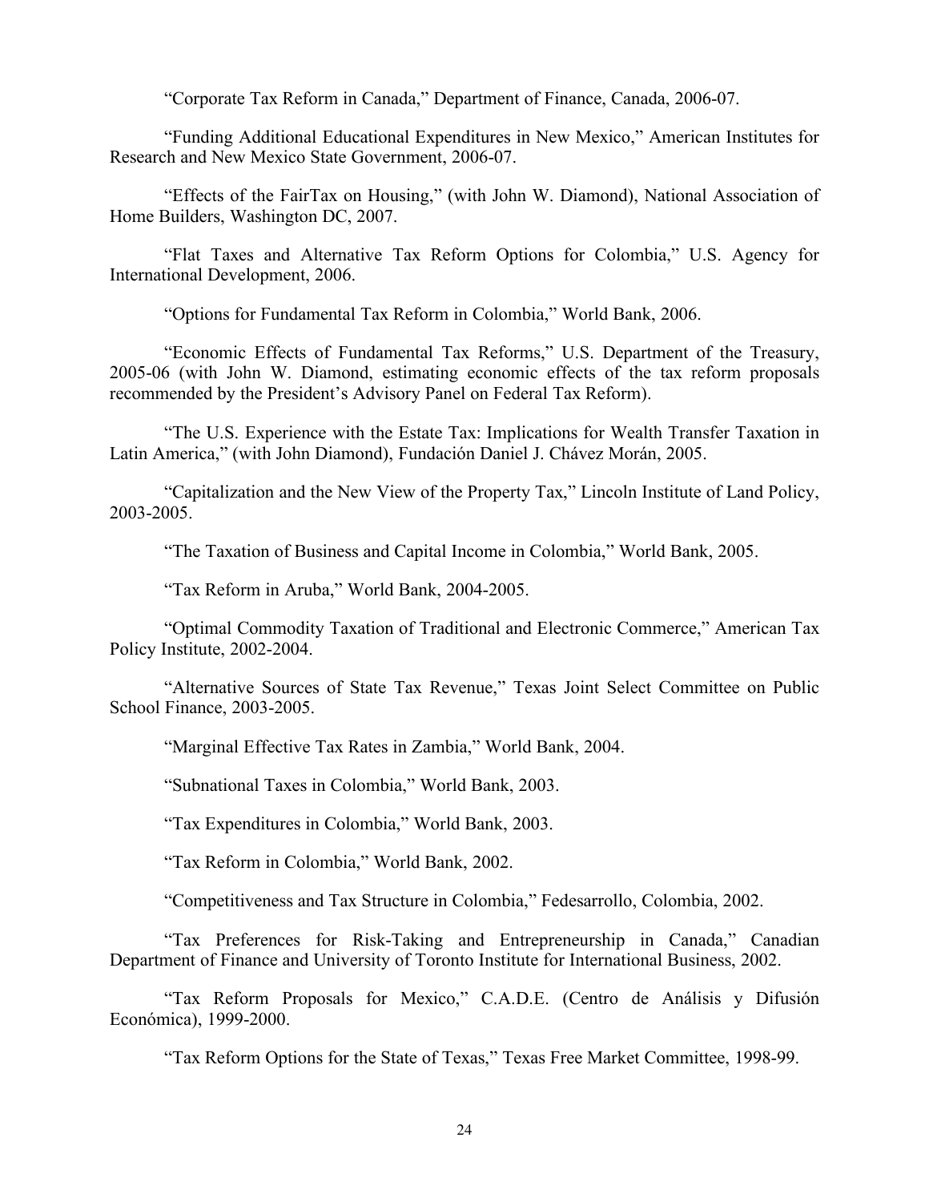"Corporate Tax Reform in Canada," Department of Finance, Canada, 2006-07.

"Funding Additional Educational Expenditures in New Mexico," American Institutes for Research and New Mexico State Government, 2006-07.

"Effects of the FairTax on Housing," (with John W. Diamond), National Association of Home Builders, Washington DC, 2007.

"Flat Taxes and Alternative Tax Reform Options for Colombia," U.S. Agency for International Development, 2006.

"Options for Fundamental Tax Reform in Colombia," World Bank, 2006.

"Economic Effects of Fundamental Tax Reforms," U.S. Department of the Treasury, 2005-06 (with John W. Diamond, estimating economic effects of the tax reform proposals recommended by the President's Advisory Panel on Federal Tax Reform).

"The U.S. Experience with the Estate Tax: Implications for Wealth Transfer Taxation in Latin America," (with John Diamond), Fundación Daniel J. Chávez Morán, 2005.

"Capitalization and the New View of the Property Tax," Lincoln Institute of Land Policy, 2003-2005.

"The Taxation of Business and Capital Income in Colombia," World Bank, 2005.

"Tax Reform in Aruba," World Bank, 2004-2005.

"Optimal Commodity Taxation of Traditional and Electronic Commerce," American Tax Policy Institute, 2002-2004.

"Alternative Sources of State Tax Revenue," Texas Joint Select Committee on Public School Finance, 2003-2005.

"Marginal Effective Tax Rates in Zambia," World Bank, 2004.

"Subnational Taxes in Colombia," World Bank, 2003.

"Tax Expenditures in Colombia," World Bank, 2003.

"Tax Reform in Colombia," World Bank, 2002.

"Competitiveness and Tax Structure in Colombia," Fedesarrollo, Colombia, 2002.

"Tax Preferences for Risk-Taking and Entrepreneurship in Canada," Canadian Department of Finance and University of Toronto Institute for International Business, 2002.

"Tax Reform Proposals for Mexico," C.A.D.E. (Centro de Análisis y Difusión Económica), 1999-2000.

"Tax Reform Options for the State of Texas," Texas Free Market Committee, 1998-99.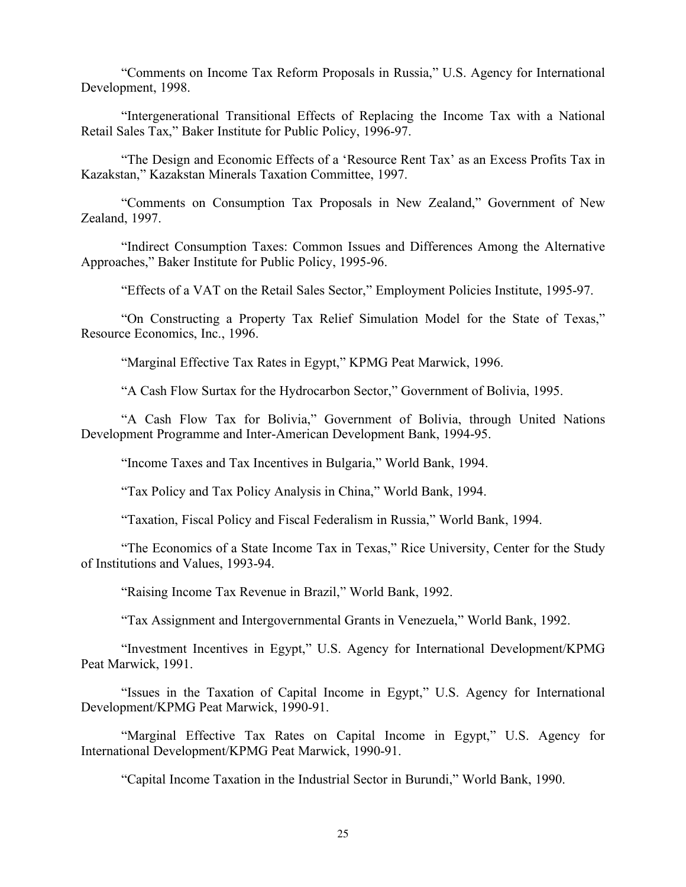"Comments on Income Tax Reform Proposals in Russia," U.S. Agency for International Development, 1998.

"Intergenerational Transitional Effects of Replacing the Income Tax with a National Retail Sales Tax," Baker Institute for Public Policy, 1996-97.

"The Design and Economic Effects of a 'Resource Rent Tax' as an Excess Profits Tax in Kazakstan," Kazakstan Minerals Taxation Committee, 1997.

"Comments on Consumption Tax Proposals in New Zealand," Government of New Zealand, 1997.

"Indirect Consumption Taxes: Common Issues and Differences Among the Alternative Approaches," Baker Institute for Public Policy, 1995-96.

"Effects of a VAT on the Retail Sales Sector," Employment Policies Institute, 1995-97.

"On Constructing a Property Tax Relief Simulation Model for the State of Texas," Resource Economics, Inc., 1996.

"Marginal Effective Tax Rates in Egypt," KPMG Peat Marwick, 1996.

"A Cash Flow Surtax for the Hydrocarbon Sector," Government of Bolivia, 1995.

"A Cash Flow Tax for Bolivia," Government of Bolivia, through United Nations Development Programme and Inter-American Development Bank, 1994-95.

"Income Taxes and Tax Incentives in Bulgaria," World Bank, 1994.

"Tax Policy and Tax Policy Analysis in China," World Bank, 1994.

"Taxation, Fiscal Policy and Fiscal Federalism in Russia," World Bank, 1994.

"The Economics of a State Income Tax in Texas," Rice University, Center for the Study of Institutions and Values, 1993-94.

"Raising Income Tax Revenue in Brazil," World Bank, 1992.

"Tax Assignment and Intergovernmental Grants in Venezuela," World Bank, 1992.

"Investment Incentives in Egypt," U.S. Agency for International Development/KPMG Peat Marwick, 1991.

"Issues in the Taxation of Capital Income in Egypt," U.S. Agency for International Development/KPMG Peat Marwick, 1990-91.

"Marginal Effective Tax Rates on Capital Income in Egypt," U.S. Agency for International Development/KPMG Peat Marwick, 1990-91.

"Capital Income Taxation in the Industrial Sector in Burundi," World Bank, 1990.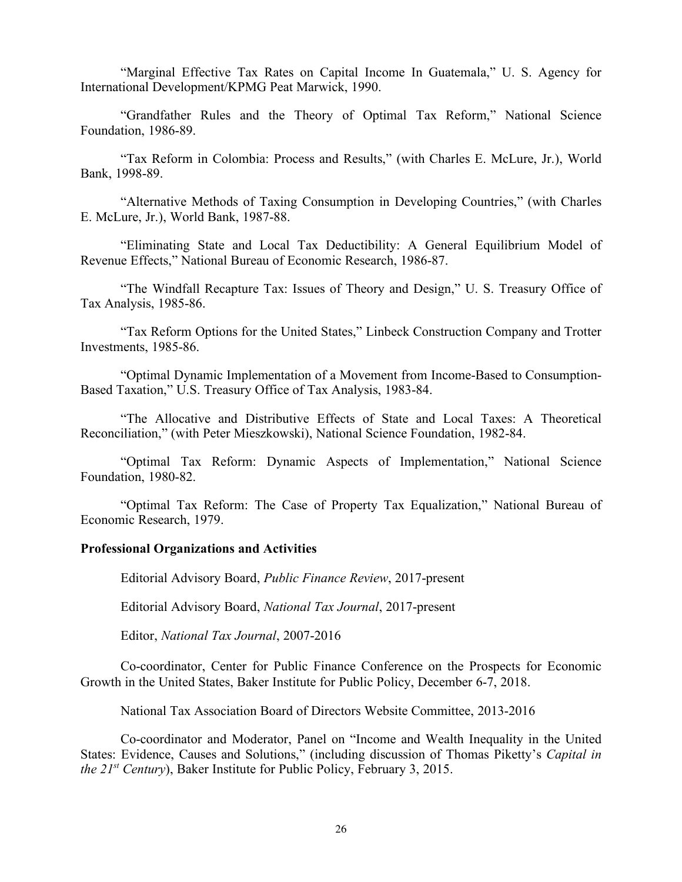"Marginal Effective Tax Rates on Capital Income In Guatemala," U. S. Agency for International Development/KPMG Peat Marwick, 1990.

"Grandfather Rules and the Theory of Optimal Tax Reform," National Science Foundation, 1986-89.

"Tax Reform in Colombia: Process and Results," (with Charles E. McLure, Jr.), World Bank, 1998-89.

"Alternative Methods of Taxing Consumption in Developing Countries," (with Charles E. McLure, Jr.), World Bank, 1987-88.

"Eliminating State and Local Tax Deductibility: A General Equilibrium Model of Revenue Effects," National Bureau of Economic Research, 1986-87.

"The Windfall Recapture Tax: Issues of Theory and Design," U. S. Treasury Office of Tax Analysis, 1985-86.

"Tax Reform Options for the United States," Linbeck Construction Company and Trotter Investments, 1985-86.

"Optimal Dynamic Implementation of a Movement from Income-Based to Consumption-Based Taxation," U.S. Treasury Office of Tax Analysis, 1983-84.

"The Allocative and Distributive Effects of State and Local Taxes: A Theoretical Reconciliation," (with Peter Mieszkowski), National Science Foundation, 1982-84.

"Optimal Tax Reform: Dynamic Aspects of Implementation," National Science Foundation, 1980-82.

"Optimal Tax Reform: The Case of Property Tax Equalization," National Bureau of Economic Research, 1979.

**Professional Organizations and Activities**

Editorial Advisory Board, *Public Finance Review*, 2017-present

Editorial Advisory Board, *National Tax Journal*, 2017-present

Editor, *National Tax Journal*, 2007-2016

Co-coordinator, Center for Public Finance Conference on the Prospects for Economic Growth in the United States, Baker Institute for Public Policy, December 6-7, 2018.

National Tax Association Board of Directors Website Committee, 2013-2016

Co-coordinator and Moderator, Panel on "Income and Wealth Inequality in the United States: Evidence, Causes and Solutions," (including discussion of Thomas Piketty's *Capital in the 21st Century*), Baker Institute for Public Policy, February 3, 2015.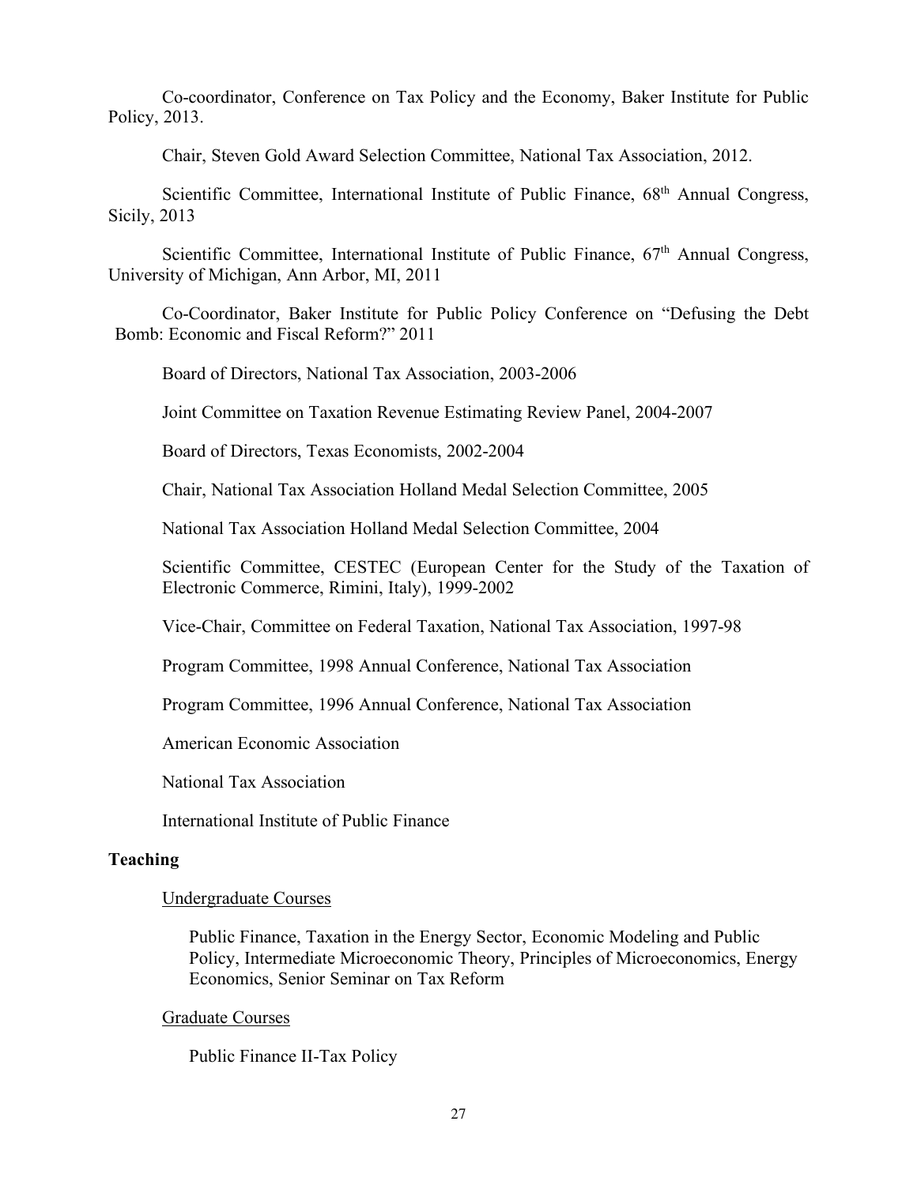Co-coordinator, Conference on Tax Policy and the Economy, Baker Institute for Public Policy, 2013.

Chair, Steven Gold Award Selection Committee, National Tax Association, 2012.

Scientific Committee, International Institute of Public Finance, 68th Annual Congress, Sicily, 2013

Scientific Committee, International Institute of Public Finance, 67th Annual Congress, University of Michigan, Ann Arbor, MI, 2011

Co-Coordinator, Baker Institute for Public Policy Conference on "Defusing the Debt Bomb: Economic and Fiscal Reform?" 2011

Board of Directors, National Tax Association, 2003-2006

Joint Committee on Taxation Revenue Estimating Review Panel, 2004-2007

Board of Directors, Texas Economists, 2002-2004

Chair, National Tax Association Holland Medal Selection Committee, 2005

National Tax Association Holland Medal Selection Committee, 2004

Scientific Committee, CESTEC (European Center for the Study of the Taxation of Electronic Commerce, Rimini, Italy), 1999-2002

Vice-Chair, Committee on Federal Taxation, National Tax Association, 1997-98

Program Committee, 1998 Annual Conference, National Tax Association

Program Committee, 1996 Annual Conference, National Tax Association

American Economic Association

National Tax Association

International Institute of Public Finance

**Teaching**

Undergraduate Courses

Public Finance, Taxation in the Energy Sector, Economic Modeling and Public Policy, Intermediate Microeconomic Theory, Principles of Microeconomics, Energy Economics, Senior Seminar on Tax Reform

Graduate Courses

Public Finance II-Tax Policy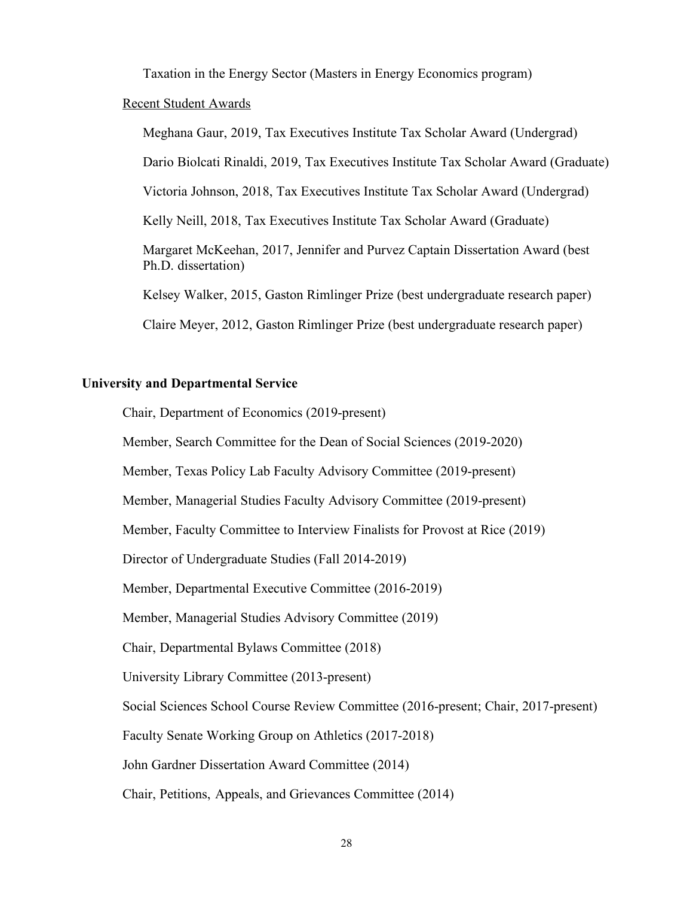Taxation in the Energy Sector (Masters in Energy Economics program)

Recent Student Awards

Meghana Gaur, 2019, Tax Executives Institute Tax Scholar Award (Undergrad)

Dario Biolcati Rinaldi, 2019, Tax Executives Institute Tax Scholar Award (Graduate)

Victoria Johnson, 2018, Tax Executives Institute Tax Scholar Award (Undergrad)

Kelly Neill, 2018, Tax Executives Institute Tax Scholar Award (Graduate)

Margaret McKeehan, 2017, Jennifer and Purvez Captain Dissertation Award (best Ph.D. dissertation)

Kelsey Walker, 2015, Gaston Rimlinger Prize (best undergraduate research paper)

Claire Meyer, 2012, Gaston Rimlinger Prize (best undergraduate research paper)

**University and Departmental Service**

Chair, Department of Economics (2019-present)

Member, Search Committee for the Dean of Social Sciences (2019-2020)

Member, Texas Policy Lab Faculty Advisory Committee (2019-present)

Member, Managerial Studies Faculty Advisory Committee (2019-present)

Member, Faculty Committee to Interview Finalists for Provost at Rice (2019)

Director of Undergraduate Studies (Fall 2014-2019)

Member, Departmental Executive Committee (2016-2019)

Member, Managerial Studies Advisory Committee (2019)

Chair, Departmental Bylaws Committee (2018)

University Library Committee (2013-present)

Social Sciences School Course Review Committee (2016-present; Chair, 2017-present)

Faculty Senate Working Group on Athletics (2017-2018)

John Gardner Dissertation Award Committee (2014)

Chair, Petitions, Appeals, and Grievances Committee (2014)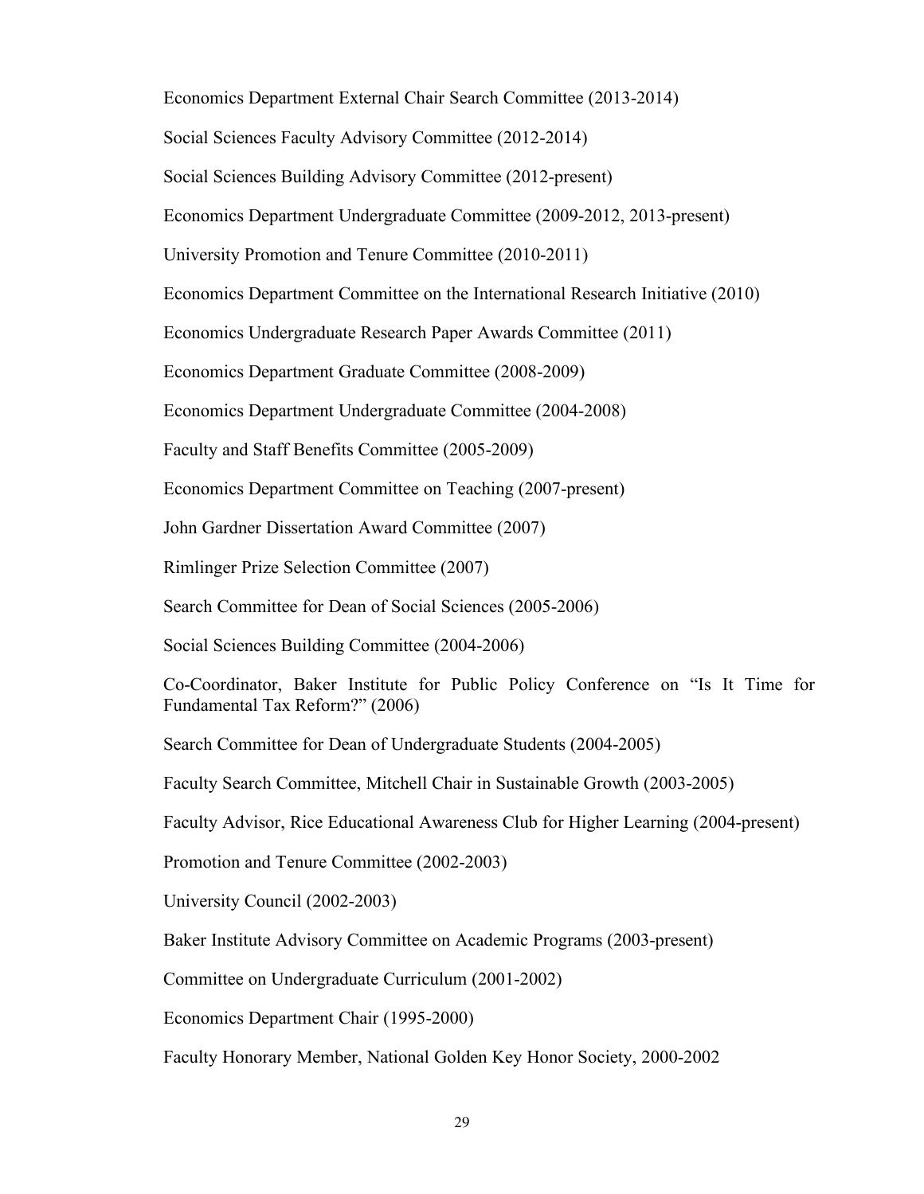Economics Department External Chair Search Committee (2013-2014)

Social Sciences Faculty Advisory Committee (2012-2014)

Social Sciences Building Advisory Committee (2012-present)

Economics Department Undergraduate Committee (2009-2012, 2013-present)

University Promotion and Tenure Committee (2010-2011)

Economics Department Committee on the International Research Initiative (2010)

Economics Undergraduate Research Paper Awards Committee (2011)

Economics Department Graduate Committee (2008-2009)

Economics Department Undergraduate Committee (2004-2008)

Faculty and Staff Benefits Committee (2005-2009)

Economics Department Committee on Teaching (2007-present)

John Gardner Dissertation Award Committee (2007)

Rimlinger Prize Selection Committee (2007)

Search Committee for Dean of Social Sciences (2005-2006)

Social Sciences Building Committee (2004-2006)

Co-Coordinator, Baker Institute for Public Policy Conference on "Is It Time for Fundamental Tax Reform?" (2006)

Search Committee for Dean of Undergraduate Students (2004-2005)

Faculty Search Committee, Mitchell Chair in Sustainable Growth (2003-2005)

Faculty Advisor, Rice Educational Awareness Club for Higher Learning (2004-present)

Promotion and Tenure Committee (2002-2003)

University Council (2002-2003)

Baker Institute Advisory Committee on Academic Programs (2003-present)

Committee on Undergraduate Curriculum (2001-2002)

Economics Department Chair (1995-2000)

Faculty Honorary Member, National Golden Key Honor Society, 2000-2002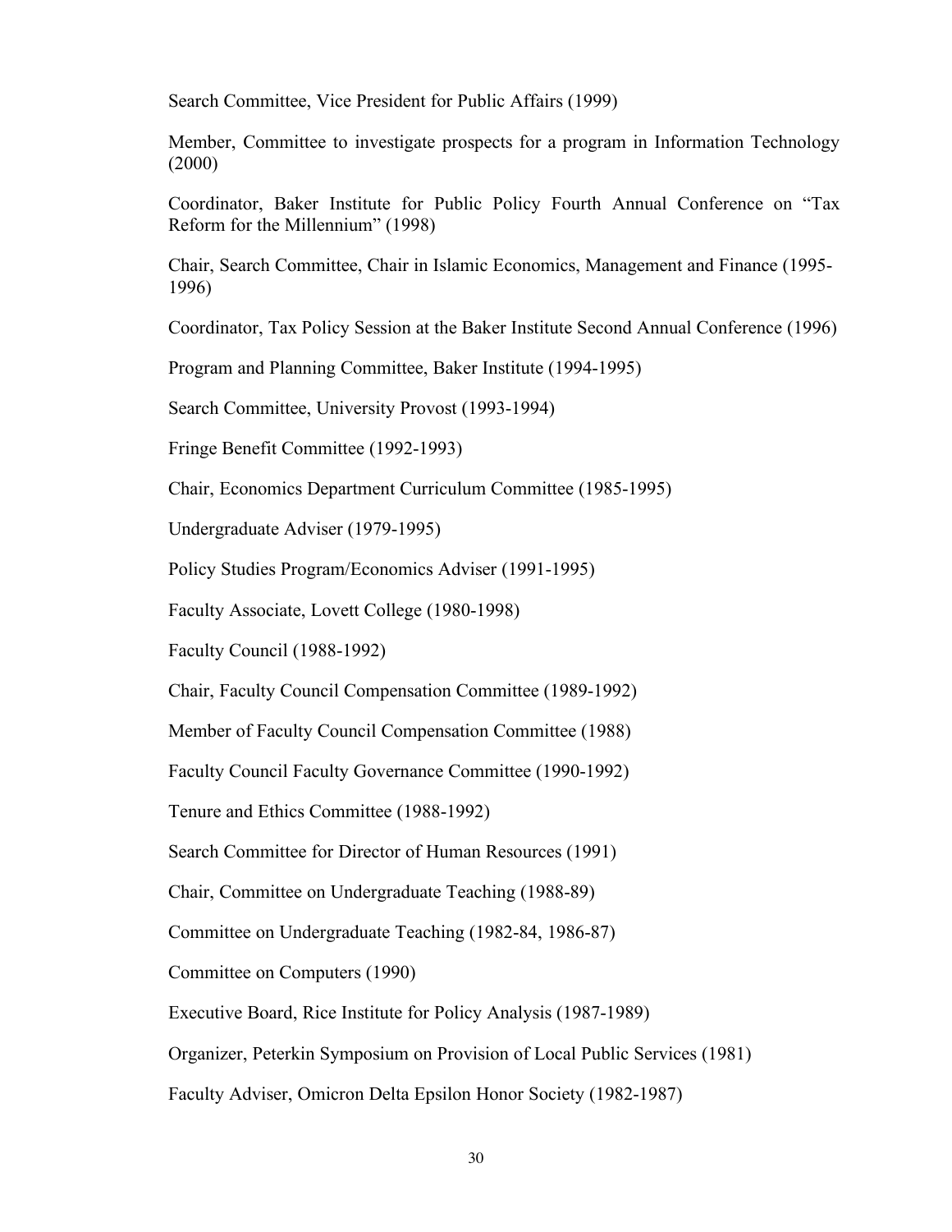Search Committee, Vice President for Public Affairs (1999)

Member, Committee to investigate prospects for a program in Information Technology (2000)

Coordinator, Baker Institute for Public Policy Fourth Annual Conference on "Tax Reform for the Millennium" (1998)

Chair, Search Committee, Chair in Islamic Economics, Management and Finance (1995-1996)

Coordinator, Tax Policy Session at the Baker Institute Second Annual Conference (1996)

Program and Planning Committee, Baker Institute (1994-1995)

Search Committee, University Provost (1993-1994)

Fringe Benefit Committee (1992-1993)

Chair, Economics Department Curriculum Committee (1985-1995)

Undergraduate Adviser (1979-1995)

Policy Studies Program/Economics Adviser (1991-1995)

Faculty Associate, Lovett College (1980-1998)

Faculty Council (1988-1992)

Chair, Faculty Council Compensation Committee (1989-1992)

Member of Faculty Council Compensation Committee (1988)

Faculty Council Faculty Governance Committee (1990-1992)

Tenure and Ethics Committee (1988-1992)

Search Committee for Director of Human Resources (1991)

Chair, Committee on Undergraduate Teaching (1988-89)

Committee on Undergraduate Teaching (1982-84, 1986-87)

Committee on Computers (1990)

Executive Board, Rice Institute for Policy Analysis (1987-1989)

Organizer, Peterkin Symposium on Provision of Local Public Services (1981)

Faculty Adviser, Omicron Delta Epsilon Honor Society (1982-1987)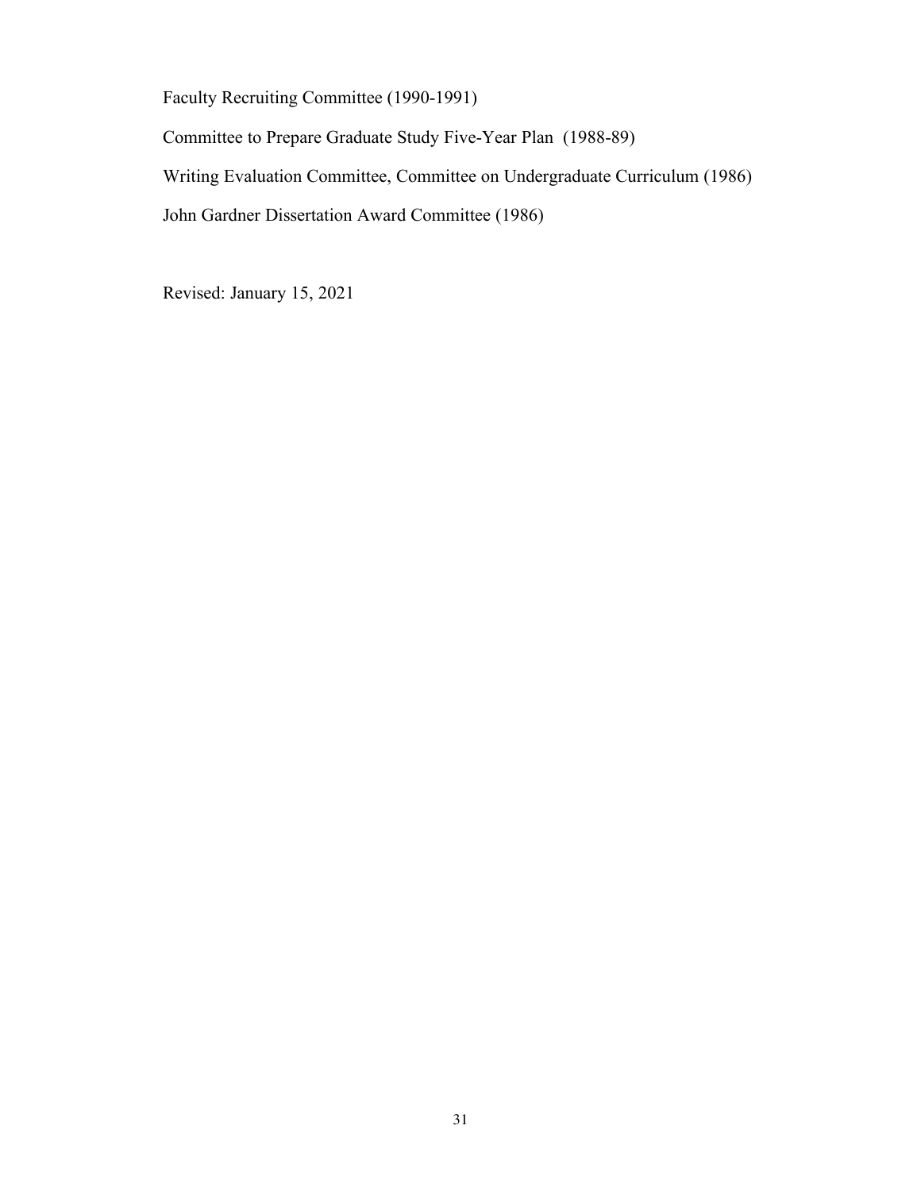Faculty Recruiting Committee (1990-1991)

Committee to Prepare Graduate Study Five-Year Plan (1988-89)

Writing Evaluation Committee, Committee on Undergraduate Curriculum (1986)

John Gardner Dissertation Award Committee (1986)

Revised: January 15, 2021